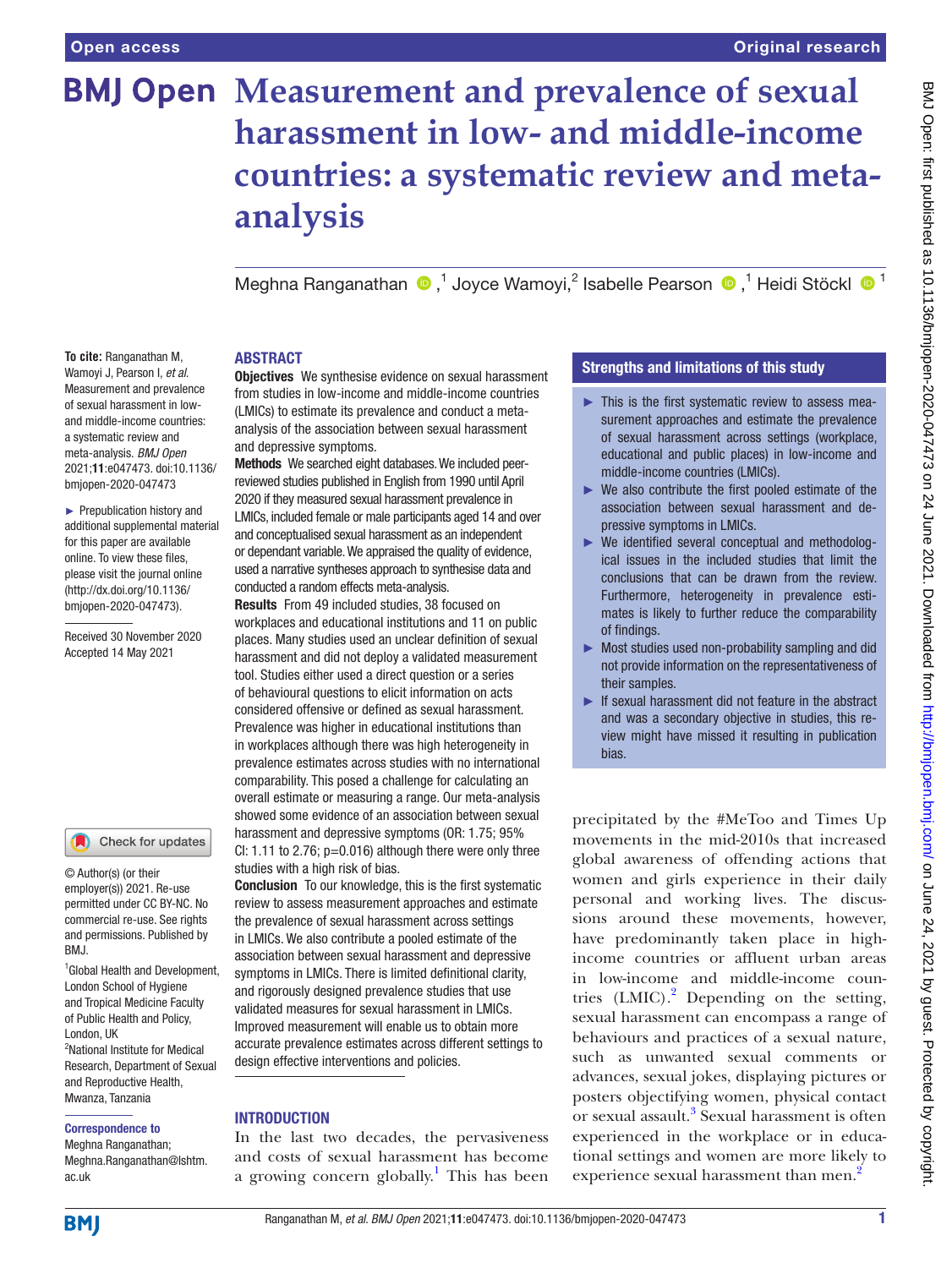# Measurement and prevalence of sexual harassment in low- and middle-income countries: a systematic review and meta-analysis

Meghna Ranganathan [1], Joyce Wamoyi [2], Isabelle Pearson [1], Heidi Stöckl [1]

**To cite:** Ranganathan M, Wamoyi J, Pearson I, *et al*. Measurement and prevalence of sexual harassment in low- and middle-income countries: a systematic review and meta-analysis. *BMJ Open* 2021;**11**:e047473. doi:10.1136/bmjopen-2020-047473

► Prepublication history and additional supplemental material for this paper are available online. To view these files, please visit the journal online (http://dx.doi.org/10.1136/bmjopen-2020-047473).

Received 30 November 2020
Accepted 14 May 2021

© Author(s) (or their employer(s)) 2021. Re-use permitted under CC BY-NC. No commercial re-use. See rights and permissions. Published by BMJ.

[1]Global Health and Development, London School of Hygiene and Tropical Medicine Faculty of Public Health and Policy, London, UK
[2]National Institute for Medical Research, Department of Sexual and Reproductive Health, Mwanza, Tanzania

**Correspondence to**
Meghna Ranganathan;
Meghna.Ranganathan@lshtm.ac.uk

## ABSTRACT

**Objectives** We synthesise evidence on sexual harassment from studies in low-income and middle-income countries (LMICs) to estimate its prevalence and conduct a meta-analysis of the association between sexual harassment and depressive symptoms.

**Methods** We searched eight databases. We included peer-reviewed studies published in English from 1990 until April 2020 if they measured sexual harassment prevalence in LMICs, included female or male participants aged 14 and over and conceptualised sexual harassment as an independent or dependant variable. We appraised the quality of evidence, used a narrative syntheses approach to synthesise data and conducted a random effects meta-analysis.

**Results** From 49 included studies, 38 focused on workplaces and educational institutions and 11 on public places. Many studies used an unclear definition of sexual harassment and did not deploy a validated measurement tool. Studies either used a direct question or a series of behavioural questions to elicit information on acts considered offensive or defined as sexual harassment. Prevalence was higher in educational institutions than in workplaces although there was high heterogeneity in prevalence estimates across studies with no international comparability. This posed a challenge for calculating an overall estimate or measuring a range. Our meta-analysis showed some evidence of an association between sexual harassment and depressive symptoms (OR: 1.75; 95% CI: 1.11 to 2.76; p=0.016) although there were only three studies with a high risk of bias.

**Conclusion** To our knowledge, this is the first systematic review to assess measurement approaches and estimate the prevalence of sexual harassment across settings in LMICs. We also contribute a pooled estimate of the association between sexual harassment and depressive symptoms in LMICs. There is limited definitional clarity, and rigorously designed prevalence studies that use validated measures for sexual harassment in LMICs. Improved measurement will enable us to obtain more accurate prevalence estimates across different settings to design effective interventions and policies.

### Strengths and limitations of this study

- ► This is the first systematic review to assess measurement approaches and estimate the prevalence of sexual harassment across settings (workplace, educational and public places) in low-income and middle-income countries (LMICs).
- ► We also contribute the first pooled estimate of the association between sexual harassment and depressive symptoms in LMICs.
- ► We identified several conceptual and methodological issues in the included studies that limit the conclusions that can be drawn from the review. Furthermore, heterogeneity in prevalence estimates is likely to further reduce the comparability of findings.
- ► Most studies used non-probability sampling and did not provide information on the representativeness of their samples.
- ► If sexual harassment did not feature in the abstract and was a secondary objective in studies, this review might have missed it resulting in publication bias.

## INTRODUCTION

In the last two decades, the pervasiveness and costs of sexual harassment has become a growing concern globally.[1] This has been precipitated by the #MeToo and Times Up movements in the mid-2010s that increased global awareness of offending actions that women and girls experience in their daily personal and working lives. The discussions around these movements, however, have predominantly taken place in high-income countries or affluent urban areas in low-income and middle-income countries (LMIC).[2] Depending on the setting, sexual harassment can encompass a range of behaviours and practices of a sexual nature, such as unwanted sexual comments or advances, sexual jokes, displaying pictures or posters objectifying women, physical contact or sexual assault.[3] Sexual harassment is often experienced in the workplace or in educational settings and women are more likely to experience sexual harassment than men.[2]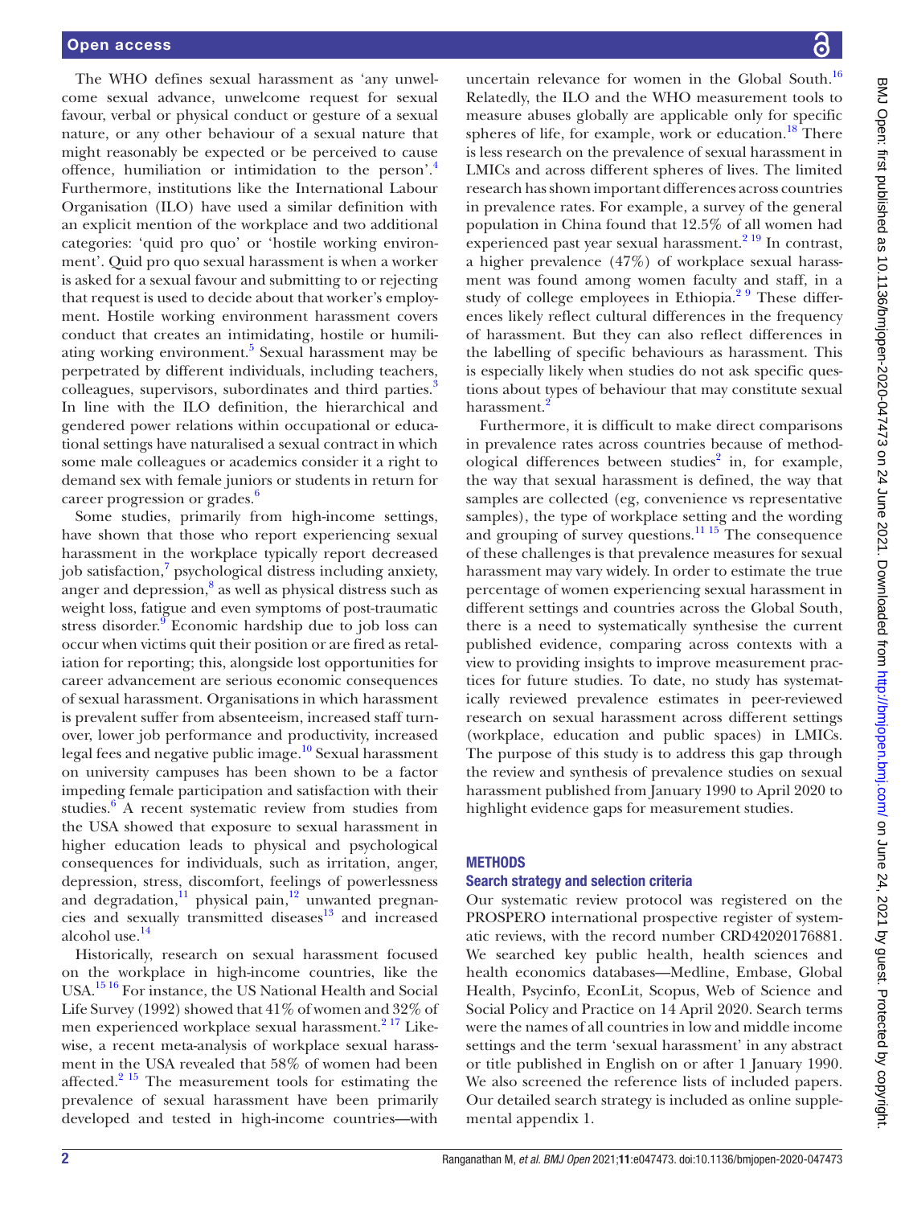The WHO defines sexual harassment as 'any unwelcome sexual advance, unwelcome request for sexual favour, verbal or physical conduct or gesture of a sexual nature, or any other behaviour of a sexual nature that might reasonably be expected or be perceived to cause offence, humiliation or intimidation to the person'.[4] Furthermore, institutions like the International Labour Organisation (ILO) have used a similar definition with an explicit mention of the workplace and two additional categories: 'quid pro quo' or 'hostile working environment'. Quid pro quo sexual harassment is when a worker is asked for a sexual favour and submitting to or rejecting that request is used to decide about that worker's employment. Hostile working environment harassment covers conduct that creates an intimidating, hostile or humiliating working environment.[5] Sexual harassment may be perpetrated by different individuals, including teachers, colleagues, supervisors, subordinates and third parties.[3] In line with the ILO definition, the hierarchical and gendered power relations within occupational or educational settings have naturalised a sexual contract in which some male colleagues or academics consider it a right to demand sex with female juniors or students in return for career progression or grades.[6]

Some studies, primarily from high-income settings, have shown that those who report experiencing sexual harassment in the workplace typically report decreased job satisfaction,[7] psychological distress including anxiety, anger and depression,[8] as well as physical distress such as weight loss, fatigue and even symptoms of post-traumatic stress disorder.[9] Economic hardship due to job loss can occur when victims quit their position or are fired as retaliation for reporting; this, alongside lost opportunities for career advancement are serious economic consequences of sexual harassment. Organisations in which harassment is prevalent suffer from absenteeism, increased staff turnover, lower job performance and productivity, increased legal fees and negative public image.[10] Sexual harassment on university campuses has been shown to be a factor impeding female participation and satisfaction with their studies.[6] A recent systematic review from studies from the USA showed that exposure to sexual harassment in higher education leads to physical and psychological consequences for individuals, such as irritation, anger, depression, stress, discomfort, feelings of powerlessness and degradation,[11] physical pain,[12] unwanted pregnancies and sexually transmitted diseases[13] and increased alcohol use.[14]

Historically, research on sexual harassment focused on the workplace in high-income countries, like the USA.[15,16] For instance, the US National Health and Social Life Survey (1992) showed that 41% of women and 32% of men experienced workplace sexual harassment.[2,17] Likewise, a recent meta-analysis of workplace sexual harassment in the USA revealed that 58% of women had been affected.[2,15] The measurement tools for estimating the prevalence of sexual harassment have been primarily developed and tested in high-income countries—with uncertain relevance for women in the Global South.[16] Relatedly, the ILO and the WHO measurement tools to measure abuses globally are applicable only for specific spheres of life, for example, work or education.[18] There is less research on the prevalence of sexual harassment in LMICs and across different spheres of lives. The limited research has shown important differences across countries in prevalence rates. For example, a survey of the general population in China found that 12.5% of all women had experienced past year sexual harassment.[2,19] In contrast, a higher prevalence (47%) of workplace sexual harassment was found among women faculty and staff, in a study of college employees in Ethiopia.[2,9] These differences likely reflect cultural differences in the frequency of harassment. But they can also reflect differences in the labelling of specific behaviours as harassment. This is especially likely when studies do not ask specific questions about types of behaviour that may constitute sexual harassment.[2]

Furthermore, it is difficult to make direct comparisons in prevalence rates across countries because of methodological differences between studies[2] in, for example, the way that sexual harassment is defined, the way that samples are collected (eg, convenience vs representative samples), the type of workplace setting and the wording and grouping of survey questions.[11,15] The consequence of these challenges is that prevalence measures for sexual harassment may vary widely. In order to estimate the true percentage of women experiencing sexual harassment in different settings and countries across the Global South, there is a need to systematically synthesise the current published evidence, comparing across contexts with a view to providing insights to improve measurement practices for future studies. To date, no study has systematically reviewed prevalence estimates in peer-reviewed research on sexual harassment across different settings (workplace, education and public spaces) in LMICs. The purpose of this study is to address this gap through the review and synthesis of prevalence studies on sexual harassment published from January 1990 to April 2020 to highlight evidence gaps for measurement studies.

## METHODS

### Search strategy and selection criteria

Our systematic review protocol was registered on the PROSPERO international prospective register of systematic reviews, with the record number CRD42020176881. We searched key public health, health sciences and health economics databases—Medline, Embase, Global Health, Psycinfo, EconLit, Scopus, Web of Science and Social Policy and Practice on 14 April 2020. Search terms were the names of all countries in low and middle income settings and the term 'sexual harassment' in any abstract or title published in English on or after 1 January 1990. We also screened the reference lists of included papers. Our detailed search strategy is included as online supplemental appendix 1.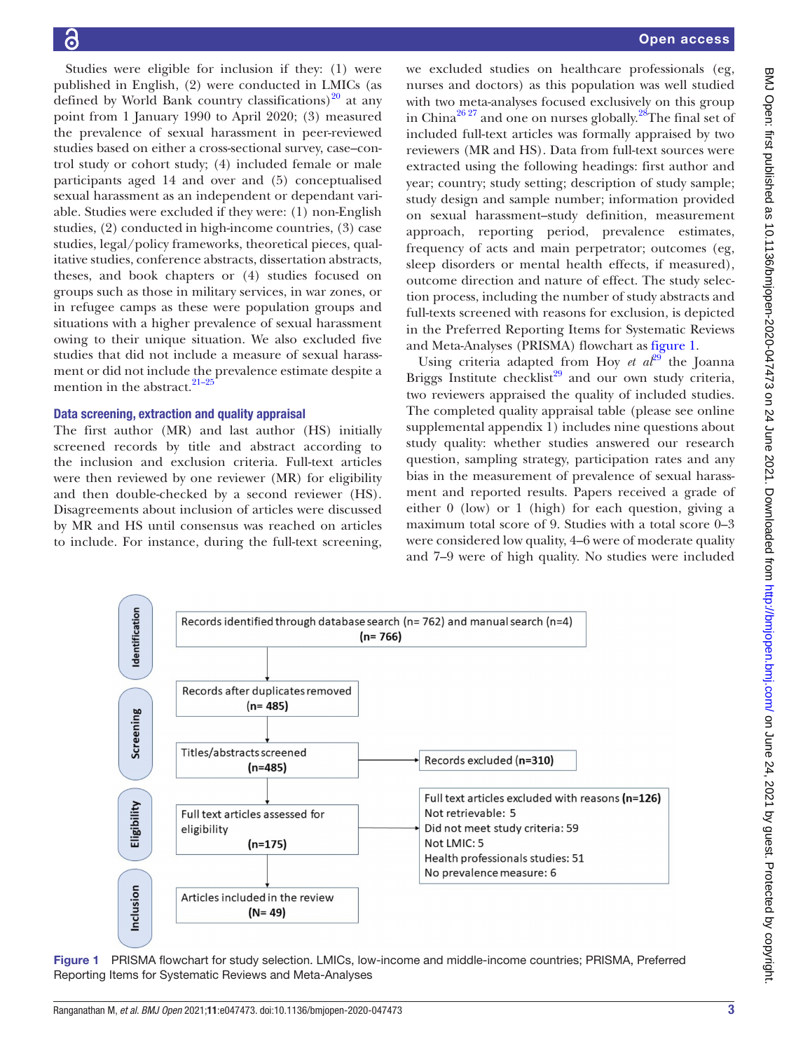Studies were eligible for inclusion if they: (1) were published in English, (2) were conducted in LMICs (as defined by World Bank country classifications)[20] at any point from 1 January 1990 to April 2020; (3) measured the prevalence of sexual harassment in peer-reviewed studies based on either a cross-sectional survey, case–control study or cohort study; (4) included female or male participants aged 14 and over and (5) conceptualised sexual harassment as an independent or dependant variable. Studies were excluded if they were: (1) non-English studies, (2) conducted in high-income countries, (3) case studies, legal/policy frameworks, theoretical pieces, qualitative studies, conference abstracts, dissertation abstracts, theses, and book chapters or (4) studies focused on groups such as those in military services, in war zones, or in refugee camps as these were population groups and situations with a higher prevalence of sexual harassment owing to their unique situation. We also excluded five studies that did not include a measure of sexual harassment or did not include the prevalence estimate despite a mention in the abstract.[21–25]

### Data screening, extraction and quality appraisal

The first author (MR) and last author (HS) initially screened records by title and abstract according to the inclusion and exclusion criteria. Full-text articles were then reviewed by one reviewer (MR) for eligibility and then double-checked by a second reviewer (HS). Disagreements about inclusion of articles were discussed by MR and HS until consensus was reached on articles to include. For instance, during the full-text screening, we excluded studies on healthcare professionals (eg, nurses and doctors) as this population was well studied with two meta-analyses focused exclusively on this group in China[26 27] and one on nurses globally.[28] The final set of included full-text articles was formally appraised by two reviewers (MR and HS). Data from full-text sources were extracted using the following headings: first author and year; country; study setting; description of study sample; study design and sample number; information provided on sexual harassment–study definition, measurement approach, reporting period, prevalence estimates, frequency of acts and main perpetrator; outcomes (eg, sleep disorders or mental health effects, if measured), outcome direction and nature of effect. The study selection process, including the number of study abstracts and full-texts screened with reasons for exclusion, is depicted in the Preferred Reporting Items for Systematic Reviews and Meta-Analyses (PRISMA) flowchart as figure 1.

Using criteria adapted from Hoy *et al*[29] the Joanna Briggs Institute checklist[29] and our own study criteria, two reviewers appraised the quality of included studies. The completed quality appraisal table (please see online supplemental appendix 1) includes nine questions about study quality: whether studies answered our research question, sampling strategy, participation rates and any bias in the measurement of prevalence of sexual harassment and reported results. Papers received a grade of either 0 (low) or 1 (high) for each question, giving a maximum total score of 9. Studies with a total score 0–3 were considered low quality, 4–6 were of moderate quality and 7–9 were of high quality. No studies were included

**Identification**
Records identified through database search (n= 762) and manual search (n=4) **(n= 766)**

**Screening**
Records after duplicates removed **(n= 485)**

Titles/abstracts screened **(n=485)** → Records excluded **(n=310)**

**Eligibility**
Full text articles assessed for eligibility **(n=175)** → Full text articles excluded with reasons **(n=126)**
- Not retrievable: 5
- Did not meet study criteria: 59
- Not LMIC: 5
- Health professionals studies: 51
- No prevalence measure: 6

**Inclusion**
Articles included in the review **(N= 49)**

Figure 1 PRISMA flowchart for study selection. LMICs, low-income and middle-income countries; PRISMA, Preferred Reporting Items for Systematic Reviews and Meta-Analyses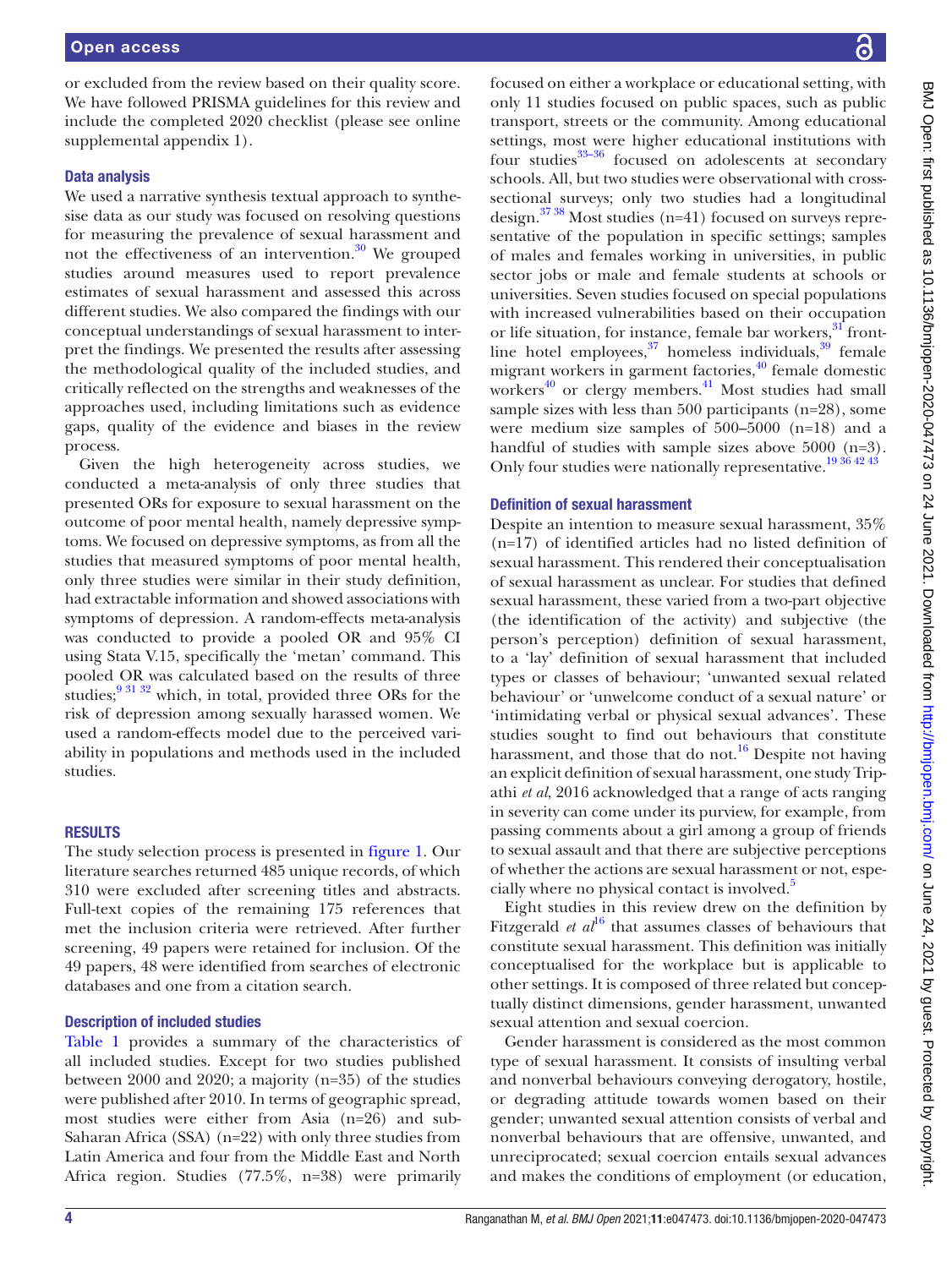or excluded from the review based on their quality score. We have followed PRISMA guidelines for this review and include the completed 2020 checklist (please see online supplemental appendix 1).

### Data analysis

We used a narrative synthesis textual approach to synthesise data as our study was focused on resolving questions for measuring the prevalence of sexual harassment and not the effectiveness of an intervention.[30] We grouped studies around measures used to report prevalence estimates of sexual harassment and assessed this across different studies. We also compared the findings with our conceptual understandings of sexual harassment to interpret the findings. We presented the results after assessing the methodological quality of the included studies, and critically reflected on the strengths and weaknesses of the approaches used, including limitations such as evidence gaps, quality of the evidence and biases in the review process.

Given the high heterogeneity across studies, we conducted a meta-analysis of only three studies that presented ORs for exposure to sexual harassment on the outcome of poor mental health, namely depressive symptoms. We focused on depressive symptoms, as from all the studies that measured symptoms of poor mental health, only three studies were similar in their study definition, had extractable information and showed associations with symptoms of depression. A random-effects meta-analysis was conducted to provide a pooled OR and 95% CI using Stata V.15, specifically the 'metan' command. This pooled OR was calculated based on the results of three studies;[9 31 32] which, in total, provided three ORs for the risk of depression among sexually harassed women. We used a random-effects model due to the perceived variability in populations and methods used in the included studies.

## RESULTS

The study selection process is presented in figure 1. Our literature searches returned 485 unique records, of which 310 were excluded after screening titles and abstracts. Full-text copies of the remaining 175 references that met the inclusion criteria were retrieved. After further screening, 49 papers were retained for inclusion. Of the 49 papers, 48 were identified from searches of electronic databases and one from a citation search.

### Description of included studies

Table 1 provides a summary of the characteristics of all included studies. Except for two studies published between 2000 and 2020; a majority (n=35) of the studies were published after 2010. In terms of geographic spread, most studies were either from Asia (n=26) and sub-Saharan Africa (SSA) (n=22) with only three studies from Latin America and four from the Middle East and North Africa region. Studies (77.5%, n=38) were primarily focused on either a workplace or educational setting, with only 11 studies focused on public spaces, such as public transport, streets or the community. Among educational settings, most were higher educational institutions with four studies[33–36] focused on adolescents at secondary schools. All, but two studies were observational with cross-sectional surveys; only two studies had a longitudinal design.[37 38] Most studies (n=41) focused on surveys representative of the population in specific settings; samples of males and females working in universities, in public sector jobs or male and female students at schools or universities. Seven studies focused on special populations with increased vulnerabilities based on their occupation or life situation, for instance, female bar workers,[31] front-line hotel employees,[37] homeless individuals,[39] female migrant workers in garment factories,[40] female domestic workers[40] or clergy members.[41] Most studies had small sample sizes with less than 500 participants (n=28), some were medium size samples of 500–5000 (n=18) and a handful of studies with sample sizes above 5000 (n=3). Only four studies were nationally representative.[19 36 42 43]

### Definition of sexual harassment

Despite an intention to measure sexual harassment, 35% (n=17) of identified articles had no listed definition of sexual harassment. This rendered their conceptualisation of sexual harassment as unclear. For studies that defined sexual harassment, these varied from a two-part objective (the identification of the activity) and subjective (the person's perception) definition of sexual harassment, to a 'lay' definition of sexual harassment that included types or classes of behaviour; 'unwanted sexual related behaviour' or 'unwelcome conduct of a sexual nature' or 'intimidating verbal or physical sexual advances'. These studies sought to find out behaviours that constitute harassment, and those that do not.[16] Despite not having an explicit definition of sexual harassment, one study Tripathi *et al*, 2016 acknowledged that a range of acts ranging in severity can come under its purview, for example, from passing comments about a girl among a group of friends to sexual assault and that there are subjective perceptions of whether the actions are sexual harassment or not, especially where no physical contact is involved.[5]

Eight studies in this review drew on the definition by Fitzgerald *et al*[16] that assumes classes of behaviours that constitute sexual harassment. This definition was initially conceptualised for the workplace but is applicable to other settings. It is composed of three related but conceptually distinct dimensions, gender harassment, unwanted sexual attention and sexual coercion.

Gender harassment is considered as the most common type of sexual harassment. It consists of insulting verbal and nonverbal behaviours conveying derogatory, hostile, or degrading attitude towards women based on their gender; unwanted sexual attention consists of verbal and nonverbal behaviours that are offensive, unwanted, and unreciprocated; sexual coercion entails sexual advances and makes the conditions of employment (or education,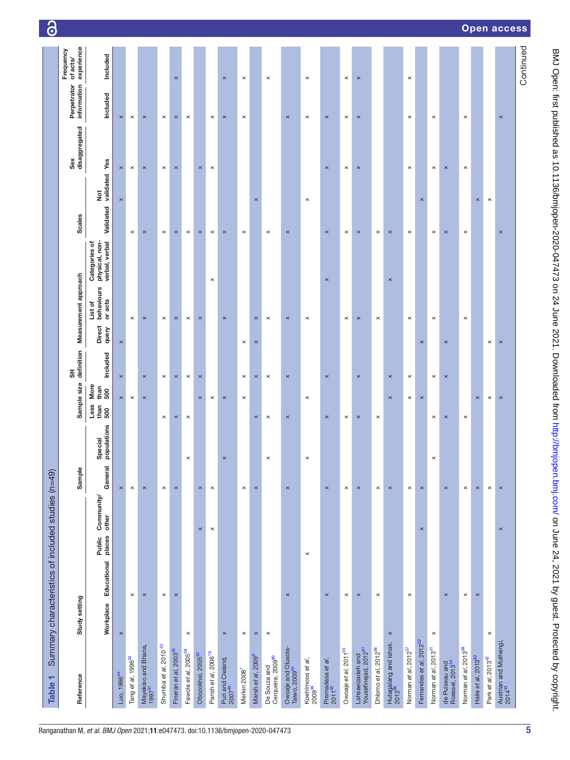**Table 1** Summary characteristics of included studies (n=49)

| Reference | Study setting | | | | Sample | | Sample size | | SH definition | Measurement approach | | | Scales | | Sex disaggregated | Perpetrator information | Frequency of acts/experience |
|---|---|---|---|---|---|---|---|---|---|---|---|---|---|---|---|---|---|
| | Workplace | Educational | Public places | Community/other | General | Special populations | Less than 500 | More than 500 | Included | Direct query | List of behaviours or acts | Categories of physical, non-verbal, verbal | Validated | Not validated | Yes | Included | Included |
| Luo, 1996[44] | × | | | | × | | | × | × | × | | | | × | × | × | |
| Tang *et al*, 1996[50] | | × | | | × | | | × | | | × | | × | | × | × | |
| Mayekiso and Bhana, 1997[51] | | × | | | × | | | × | × | | × | | × | | × | × | |
| Shumba *et al*, 2010[52] | | × | | | × | | × | | × | | × | | × | | × | × | |
| Fineran *et al*, 2003[35] | | × | | | × | | × | | × | | × | | × | | × | × | × |
| Fawole *et al*, 2005[38] | × | | | | | × | × | | × | | × | | × | | | × | |
| Obozokhai, 2005[53] | | | | × | × | | | × | × | | × | | × | | × | | |
| Parish *et al*, 2006[19] | | | | × | × | | | × | | | | × | × | | × | × | |
| Puri and Cleland, 2007[40] | × | | | | | × | | × | | | × | | × | | | × | × |
| Merkin 2008[7] | × | | | | × | | | × | × | × | | | × | | | × | × |
| Marsh *et al*, 2009[9] | × | | | | × | | × | | × | × | × | | | × | | | |
| De Souza and Cerqueira, 2009[80] | × | | | | | × | × | | × | | × | | × | | | | × |
| Owoaje and Olusola-Taiwo, 2009[54] | | × | | | × | | × | | × | | × | | × | | | × | |
| Koehlmoos *et al*, 2009[39] | | | × | | | × | | × | | | × | | | × | | × | × |
| Premadasa *et al*, 2011[65] | | × | | | × | | × | | × | | | × | × | | × | × | |
| Owoaje *et al*, 2011[55] | | × | | | × | | × | | | | × | | × | | × | × | × |
| Lahsaeizadeh and Yousefinejad, 2012[81] | | × | | | × | | × | | × | | × | | × | | × | × | × |
| Dhlomo *et al*, 2012[56] | | × | | | × | | × | | | | × | | × | | | | |
| Hutagalung and Ishak, 2012[36] | × | | | | × | | | × | × | | | × | × | | | | |
| Norman *et al*, 2012[57] | | × | | | × | | | × | × | | × | | × | | × | × | × |
| Fernandes *et al*, 2012[32] | | | | × | × | | | × | | × | | | | × | | | |
| Norman *et al*, 2013[41] | × | | | | | × | × | | × | | × | | × | | × | × | |
| de Puiseau and Roessel, 2013[34] | | × | | | × | | × | | × | × | | | × | | × | | |
| Norman *et al*, 2013[58] | | × | | | × | | × | | | | × | | × | | × | × | |
| Haile *et al*, 2013[82] | | × | | | × | | | × | | | | | | × | | | |
| Park *et al*, 2013[42] | × | | | | × | | × | × | | × | | | | × | | | |
| Austrian and Muthengi, 2014[33] | | | | × | × | | | × | | × | | | × | | | × | |

Continued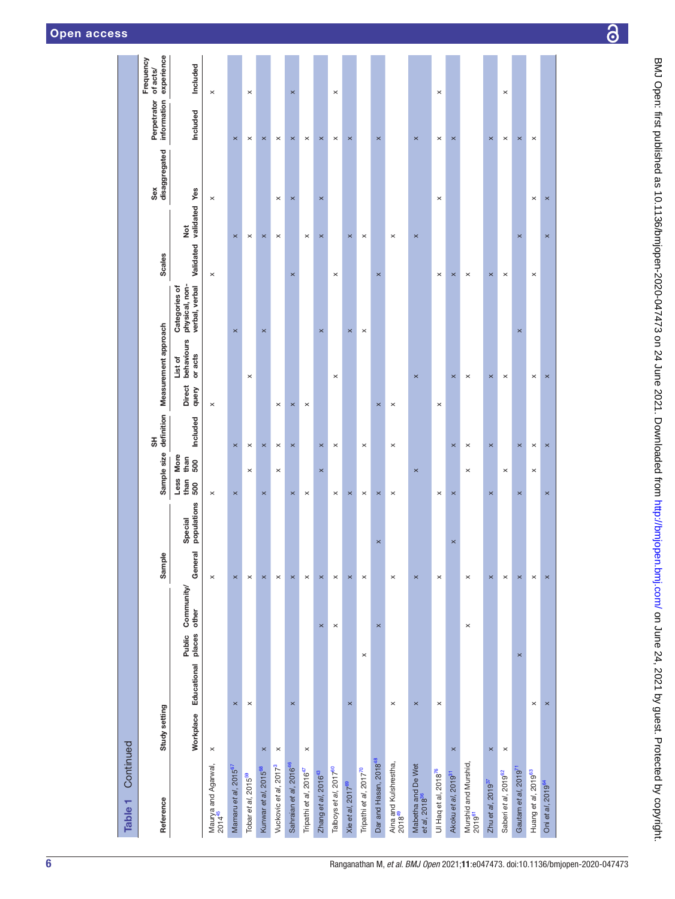**Table 1** Continued

| Reference | Study setting | | | | Sample | | Sample size | | SH definition | Measurement approach | | | Scales | | Sex disaggregated | Perpetrator information | Frequency of acts/ experience |
|---|---|---|---|---|---|---|---|---|---|---|---|---|---|---|---|---|---|
| | Workplace | Educational | Public places | Community/ other | General | Special populations | Less than 500 | More than 500 | Included | Direct query | List of behaviours or acts | Categories of physical, non-verbal, verbal | Validated | Not validated | Yes | Included | Included |
| Maurya and Agarwal, 2014[45] | × | | | | × | | × | | | × | | | × | | × | | × |
| Mamaru et al, 2015[67] | | × | | | × | | × | | × | | | × | | × | | × | |
| Tobar et al, 2015[59] | | × | | | × | | | × | × | | × | | | × | | × | × |
| Kunwar et al, 2015[68] | × | | | | × | | × | | × | | | × | | × | | × | |
| Vuckovic et al, 2017[3] | × | | | | × | | | × | × | × | | | | × | × | × | |
| Sahraian et al, 2016[46] | | × | | | × | | × | | × | × | | | × | | × | × | × |
| Tripathi et al, 2016[47] | × | | | | × | | × | | | × | | | | × | | × | |
| Zhang et al, 2016[43] | | | | × | × | | | × | × | | | × | | × | × | × | |
| Talboys et al, 2017[60] | | | | × | × | | × | | × | | × | | × | | | × | × |
| Xie et al, 2017[69] | | × | | | × | | × | | | | | × | | × | | × | |
| Tripathi et al, 2017[70] | | | × | | × | | × | | × | | | × | | × | | | |
| Dar and Hasan, 2018[48] | | | | × | | × | × | | | × | | | × | | | × | |
| Aina and Kulshrestha, 2018[49] | | × | | | × | | × | | × | × | | | | × | | | |
| Mabetha and De Wet et al, 2018[56] | | × | | | × | | | × | | | × | | | × | | × | |
| Ul Haq et al, 2018[76] | | × | | | × | | × | | | × | | | × | | × | × | × |
| Akoku et al, 2019[31] | × | | | | | × | × | | × | | × | | × | | | × | |
| Murshid and Murshid, 2019[61] | | | | × | × | | | × | × | | × | | × | | | | |
| Zhu et al, 2019[57] | × | | | | × | | × | | × | | × | | × | | | × | |
| Saberi et al, 2019[62] | × | | | | × | | | × | | | × | | × | | | × | × |
| Gautam et al, 2019[71] | | | × | | × | | × | | × | | | × | | × | | × | |
| Huang et al, 2019[63] | | × | | | × | | | × | × | | × | | × | | × | × | |
| Oni et al, 2019[64] | | × | | | × | | × | | × | | × | | | × | × | | |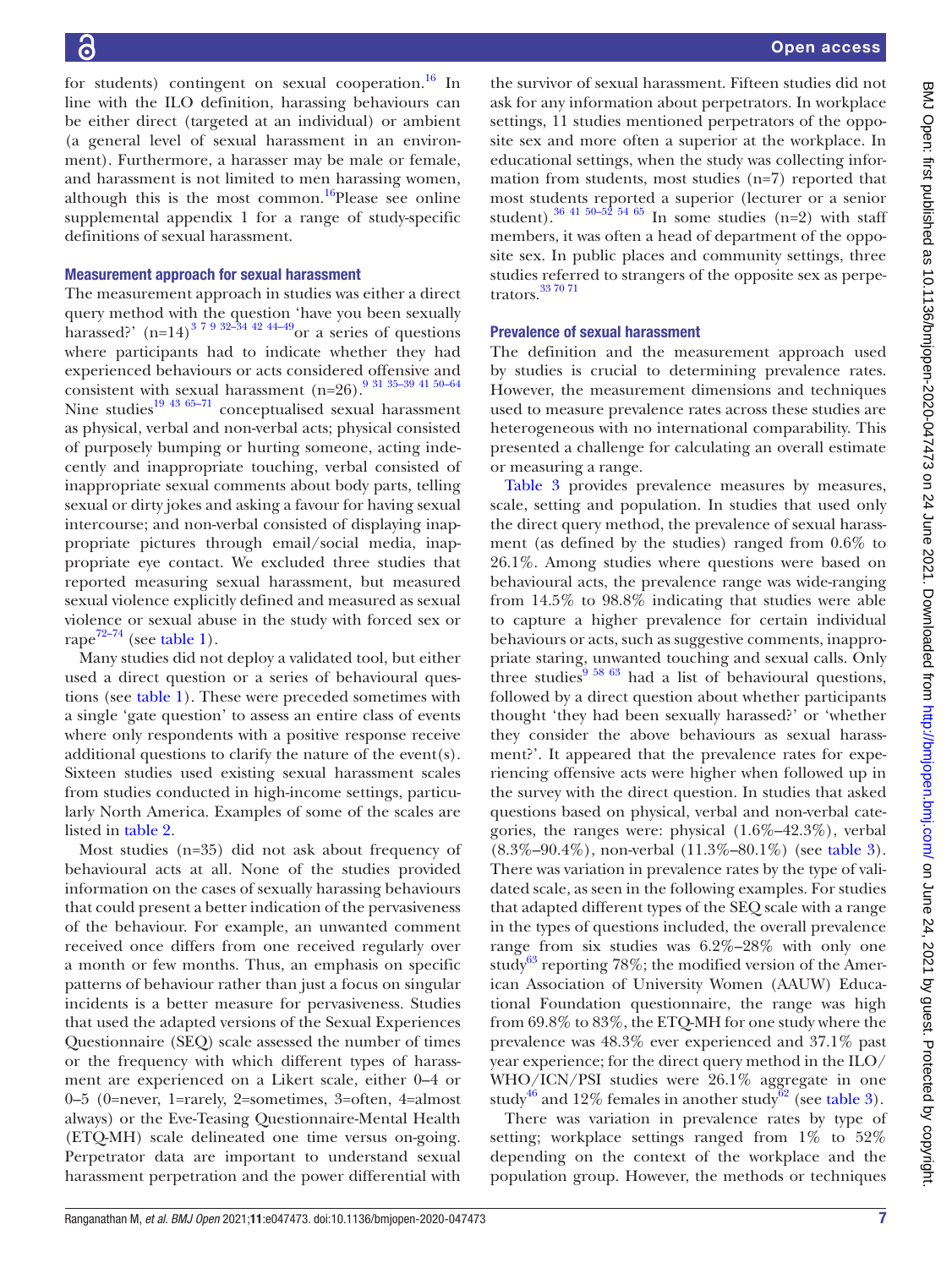for students) contingent on sexual cooperation.[16] In line with the ILO definition, harassing behaviours can be either direct (targeted at an individual) or ambient (a general level of sexual harassment in an environment). Furthermore, a harasser may be male or female, and harassment is not limited to men harassing women, although this is the most common.[16]Please see online supplemental appendix 1 for a range of study-specific definitions of sexual harassment.

### Measurement approach for sexual harassment

The measurement approach in studies was either a direct query method with the question 'have you been sexually harassed?' (n=14)[3 7 9 32–34 42 44–49]or a series of questions where participants had to indicate whether they had experienced behaviours or acts considered offensive and consistent with sexual harassment (n=26).[9 31 35–39 41 50–64] Nine studies[19 43 65–71] conceptualised sexual harassment as physical, verbal and non-verbal acts; physical consisted of purposely bumping or hurting someone, acting indecently and inappropriate touching, verbal consisted of inappropriate sexual comments about body parts, telling sexual or dirty jokes and asking a favour for having sexual intercourse; and non-verbal consisted of displaying inappropriate pictures through email/social media, inappropriate eye contact. We excluded three studies that reported measuring sexual harassment, but measured sexual violence explicitly defined and measured as sexual violence or sexual abuse in the study with forced sex or rape[72–74] (see table 1).

Many studies did not deploy a validated tool, but either used a direct question or a series of behavioural questions (see table 1). These were preceded sometimes with a single 'gate question' to assess an entire class of events where only respondents with a positive response receive additional questions to clarify the nature of the event(s). Sixteen studies used existing sexual harassment scales from studies conducted in high-income settings, particularly North America. Examples of some of the scales are listed in table 2.

Most studies (n=35) did not ask about frequency of behavioural acts at all. None of the studies provided information on the cases of sexually harassing behaviours that could present a better indication of the pervasiveness of the behaviour. For example, an unwanted comment received once differs from one received regularly over a month or few months. Thus, an emphasis on specific patterns of behaviour rather than just a focus on singular incidents is a better measure for pervasiveness. Studies that used the adapted versions of the Sexual Experiences Questionnaire (SEQ) scale assessed the number of times or the frequency with which different types of harassment are experienced on a Likert scale, either 0–4 or 0–5 (0=never, 1=rarely, 2=sometimes, 3=often, 4=almost always) or the Eve-Teasing Questionnaire-Mental Health (ETQ-MH) scale delineated one time versus on-going. Perpetrator data are important to understand sexual harassment perpetration and the power differential with the survivor of sexual harassment. Fifteen studies did not ask for any information about perpetrators. In workplace settings, 11 studies mentioned perpetrators of the opposite sex and more often a superior at the workplace. In educational settings, when the study was collecting information from students, most studies (n=7) reported that most students reported a superior (lecturer or a senior student).[36 41 50–52 54 65] In some studies (n=2) with staff members, it was often a head of department of the opposite sex. In public places and community settings, three studies referred to strangers of the opposite sex as perpetrators.[33 70 71]

### Prevalence of sexual harassment

The definition and the measurement approach used by studies is crucial to determining prevalence rates. However, the measurement dimensions and techniques used to measure prevalence rates across these studies are heterogeneous with no international comparability. This presented a challenge for calculating an overall estimate or measuring a range.

Table 3 provides prevalence measures by measures, scale, setting and population. In studies that used only the direct query method, the prevalence of sexual harassment (as defined by the studies) ranged from 0.6% to 26.1%. Among studies where questions were based on behavioural acts, the prevalence range was wide-ranging from 14.5% to 98.8% indicating that studies were able to capture a higher prevalence for certain individual behaviours or acts, such as suggestive comments, inappropriate staring, unwanted touching and sexual calls. Only three studies[9 58 63] had a list of behavioural questions, followed by a direct question about whether participants thought 'they had been sexually harassed?' or 'whether they consider the above behaviours as sexual harassment?'. It appeared that the prevalence rates for experiencing offensive acts were higher when followed up in the survey with the direct question. In studies that asked questions based on physical, verbal and non-verbal categories, the ranges were: physical (1.6%–42.3%), verbal (8.3%–90.4%), non-verbal (11.3%–80.1%) (see table 3). There was variation in prevalence rates by the type of validated scale, as seen in the following examples. For studies that adapted different types of the SEQ scale with a range in the types of questions included, the overall prevalence range from six studies was 6.2%–28% with only one study[63] reporting 78%; the modified version of the American Association of University Women (AAUW) Educational Foundation questionnaire, the range was high from 69.8% to 83%, the ETQ-MH for one study where the prevalence was 48.3% ever experienced and 37.1% past year experience; for the direct query method in the ILO/WHO/ICN/PSI studies were 26.1% aggregate in one study[46] and 12% females in another study[62] (see table 3).

There was variation in prevalence rates by type of setting; workplace settings ranged from 1% to 52% depending on the context of the workplace and the population group. However, the methods or techniques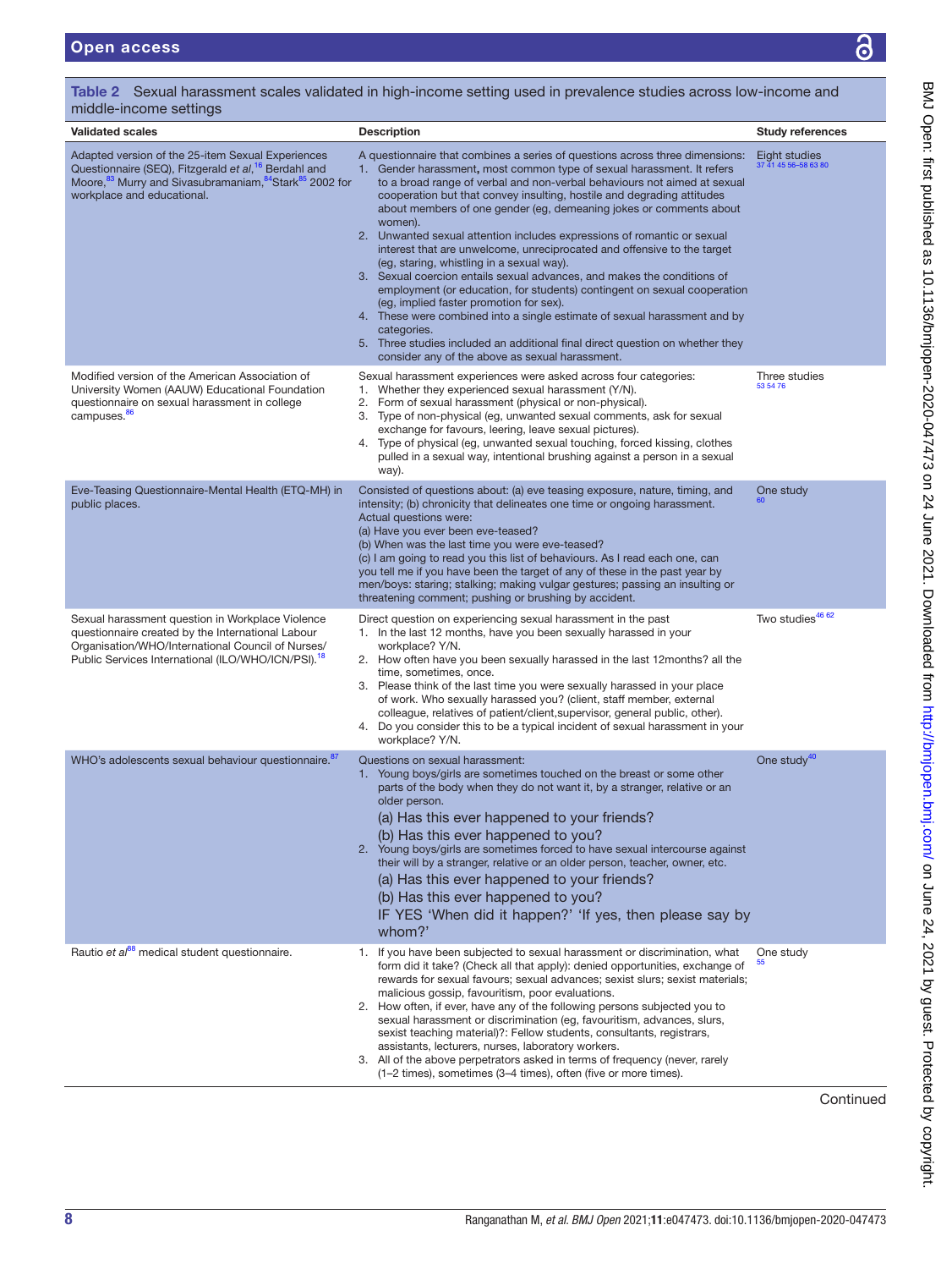**Table 2** Sexual harassment scales validated in high-income setting used in prevalence studies across low-income and middle-income settings

| Validated scales | Description | Study references |
|---|---|---|
| Adapted version of the 25-item Sexual Experiences Questionnaire (SEQ), Fitzgerald *et al*,[16] Berdahl and Moore,[83] Murry and Sivasubramaniam,[84] Stark[85] 2002 for workplace and educational. | A questionnaire that combines a series of questions across three dimensions: 1. Gender harassment**,** most common type of sexual harassment. It refers to a broad range of verbal and non-verbal behaviours not aimed at sexual cooperation but that convey insulting, hostile and degrading attitudes about members of one gender (eg, demeaning jokes or comments about women). 2. Unwanted sexual attention includes expressions of romantic or sexual interest that are unwelcome, unreciprocated and offensive to the target (eg, staring, whistling in a sexual way). 3. Sexual coercion entails sexual advances, and makes the conditions of employment (or education, for students) contingent on sexual cooperation (eg, implied faster promotion for sex). 4. These were combined into a single estimate of sexual harassment and by categories. 5. Three studies included an additional final direct question on whether they consider any of the above as sexual harassment. | Eight studies [37 41 45 56–58 63 80] |
| Modified version of the American Association of University Women (AAUW) Educational Foundation questionnaire on sexual harassment in college campuses.[86] | Sexual harassment experiences were asked across four categories: 1. Whether they experienced sexual harassment (Y/N). 2. Form of sexual harassment (physical or non-physical). 3. Type of non-physical (eg, unwanted sexual comments, ask for sexual exchange for favours, leering, leave sexual pictures). 4. Type of physical (eg, unwanted sexual touching, forced kissing, clothes pulled in a sexual way, intentional brushing against a person in a sexual way). | Three studies [53 54 76] |
| Eve-Teasing Questionnaire-Mental Health (ETQ-MH) in public places. | Consisted of questions about: (a) eve teasing exposure, nature, timing, and intensity; (b) chronicity that delineates one time or ongoing harassment. Actual questions were: (a) Have you ever been eve-teased? (b) When was the last time you were eve-teased? (c) I am going to read you this list of behaviours. As I read each one, can you tell me if you have been the target of any of these in the past year by men/boys: staring; stalking; making vulgar gestures; passing an insulting or threatening comment; pushing or brushing by accident. | One study [60] |
| Sexual harassment question in Workplace Violence questionnaire created by the International Labour Organisation/WHO/International Council of Nurses/ Public Services International (ILO/WHO/ICN/PSI).[18] | Direct question on experiencing sexual harassment in the past 1. In the last 12 months, have you been sexually harassed in your workplace? Y/N. 2. How often have you been sexually harassed in the last 12months? all the time, sometimes, once. 3. Please think of the last time you were sexually harassed in your place of work. Who sexually harassed you? (client, staff member, external colleague, relatives of patient/client,supervisor, general public, other). 4. Do you consider this to be a typical incident of sexual harassment in your workplace? Y/N. | Two studies[46 62] |
| WHO's adolescents sexual behaviour questionnaire.[87] | Questions on sexual harassment: 1. Young boys/girls are sometimes touched on the breast or some other parts of the body when they do not want it, by a stranger, relative or an older person. (a) Has this ever happened to your friends? (b) Has this ever happened to you? 2. Young boys/girls are sometimes forced to have sexual intercourse against their will by a stranger, relative or an older person, teacher, owner, etc. (a) Has this ever happened to your friends? (b) Has this ever happened to you? IF YES 'When did it happen?' 'If yes, then please say by whom?' | One study[40] |
| Rautio *et al*[88] medical student questionnaire. | 1. If you have been subjected to sexual harassment or discrimination, what form did it take? (Check all that apply): denied opportunities, exchange of rewards for sexual favours; sexual advances; sexist slurs; sexist materials; malicious gossip, favouritism, poor evaluations. 2. How often, if ever, have any of the following persons subjected you to sexual harassment or discrimination (eg, favouritism, advances, slurs, sexist teaching material)?: Fellow students, consultants, registrars, assistants, lecturers, nurses, laboratory workers. 3. All of the above perpetrators asked in terms of frequency (never, rarely (1–2 times), sometimes (3–4 times), often (five or more times). | One study [55] |

Continued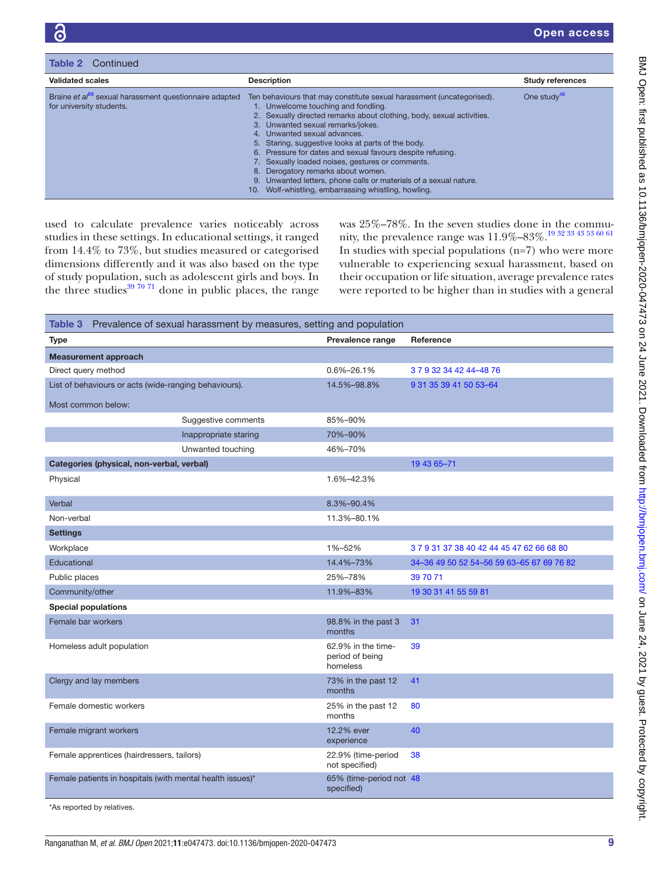**Table 2** Continued

| Validated scales | Description | Study references |
|---|---|---|
| Braine *et al*[89] sexual harassment questionnaire adapted for university students. | Ten behaviours that may constitute sexual harassment (uncategorised).<br>1. Unwelcome touching and fondling.<br>2. Sexually directed remarks about clothing, body, sexual activities.<br>3. Unwanted sexual remarks/jokes.<br>4. Unwanted sexual advances.<br>5. Staring, suggestive looks at parts of the body.<br>6. Pressure for dates and sexual favours despite refusing.<br>7. Sexually loaded noises, gestures or comments.<br>8. Derogatory remarks about women.<br>9. Unwanted letters, phone calls or materials of a sexual nature.<br>10. Wolf-whistling, embarrassing whistling, howling. | One study[46] |

used to calculate prevalence varies noticeably across studies in these settings. In educational settings, it ranged from 14.4% to 73%, but studies measured or categorised dimensions differently and it was also based on the type of study population, such as adolescent girls and boys. In the three studies[39 70 71] done in public places, the range was 25%–78%. In the seven studies done in the community, the prevalence range was 11.9%–83%.[19 32 33 43 53 60 61] In studies with special populations (n=7) who were more vulnerable to experiencing sexual harassment, based on their occupation or life situation, average prevalence rates were reported to be higher than in studies with a general

**Table 3** Prevalence of sexual harassment by measures, setting and population

| Type | Prevalence range | Reference |
|---|---|---|
| **Measurement approach** | | |
| Direct query method | 0.6%–26.1% | 3 7 9 32 34 42 44–48 76 |
| List of behaviours or acts (wide-ranging behaviours).<br>Most common below: | 14.5%–98.8% | 9 31 35 39 41 50 53–64 |
| Suggestive comments | 85%–90% | |
| Inappropriate staring | 70%–90% | |
| Unwanted touching | 46%–70% | |
| **Categories (physical, non-verbal, verbal)** | | 19 43 65–71 |
| Physical | 1.6%–42.3% | |
| Verbal | 8.3%–90.4% | |
| Non-verbal | 11.3%–80.1% | |
| **Settings** | | |
| Workplace | 1%–52% | 3 7 9 31 37 38 40 42 44 45 47 62 66 68 80 |
| Educational | 14.4%–73% | 34–36 49 50 52 54–56 59 63–65 67 69 76 82 |
| Public places | 25%–78% | 39 70 71 |
| Community/other | 11.9%–83% | 19 30 31 41 55 59 81 |
| **Special populations** | | |
| Female bar workers | 98.8% in the past 3 months | 31 |
| Homeless adult population | 62.9% in the time-period of being homeless | 39 |
| Clergy and lay members | 73% in the past 12 months | 41 |
| Female domestic workers | 25% in the past 12 months | 80 |
| Female migrant workers | 12.2% ever experience | 40 |
| Female apprentices (hairdressers, tailors) | 22.9% (time-period not specified) | 38 |
| Female patients in hospitals (with mental health issues)* | 65% (time-period not specified) | 48 |

*As reported by relatives.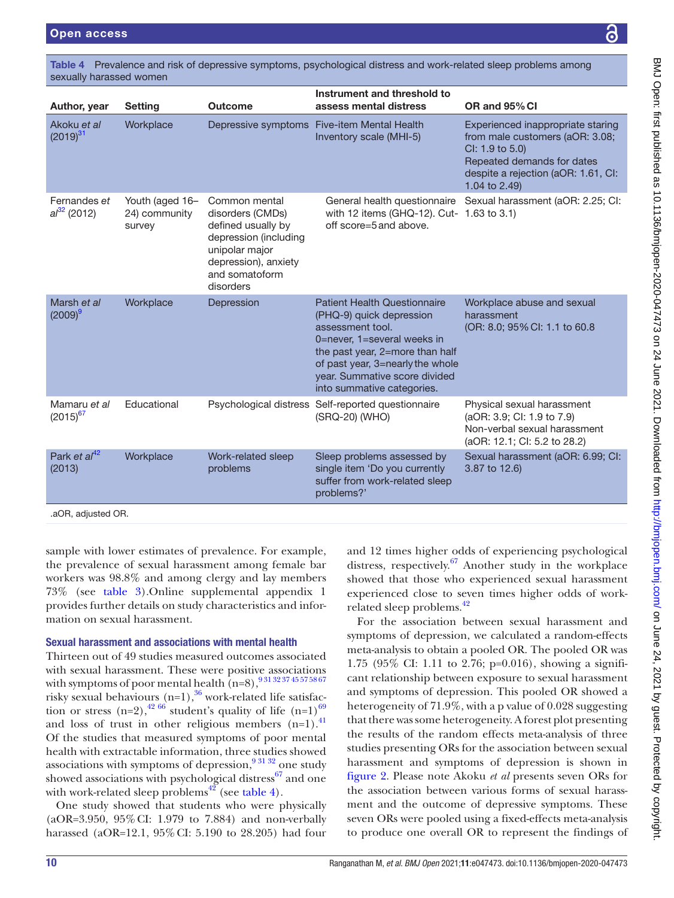Table 4 Prevalence and risk of depressive symptoms, psychological distress and work-related sleep problems among sexually harassed women

| Author, year | Setting | Outcome | Instrument and threshold to assess mental distress | OR and 95% CI |
|---|---|---|---|---|
| Akoku *et al* (2019)[31] | Workplace | Depressive symptoms | Five-item Mental Health Inventory scale (MHI-5) | Experienced inappropriate staring from male customers (aOR: 3.08; CI: 1.9 to 5.0)<br>Repeated demands for dates despite a rejection (aOR: 1.61, CI: 1.04 to 2.49) |
| Fernandes *et al*[32] (2012) | Youth (aged 16–24) community survey | Common mental disorders (CMDs) defined usually by depression (including unipolar major depression), anxiety and somatoform disorders | General health questionnaire with 12 items (GHQ-12). Cut-off score=5 and above. | Sexual harassment (aOR: 2.25; CI: 1.63 to 3.1) |
| Marsh *et al* (2009)[9] | Workplace | Depression | Patient Health Questionnaire (PHQ-9) quick depression assessment tool. 0=never, 1=several weeks in the past year, 2=more than half of past year, 3=nearly the whole year. Summative score divided into summative categories. | Workplace abuse and sexual harassment<br>(OR: 8.0; 95% CI: 1.1 to 60.8 |
| Mamaru *et al* (2015)[67] | Educational | Psychological distress | Self-reported questionnaire (SRQ-20) (WHO) | Physical sexual harassment (aOR: 3.9; CI: 1.9 to 7.9)<br>Non-verbal sexual harassment (aOR: 12.1; CI: 5.2 to 28.2) |
| Park *et al*[42] (2013) | Workplace | Work-related sleep problems | Sleep problems assessed by single item 'Do you currently suffer from work-related sleep problems?' | Sexual harassment (aOR: 6.99; CI: 3.87 to 12.6) |

.aOR, adjusted OR.

sample with lower estimates of prevalence. For example, the prevalence of sexual harassment among female bar workers was 98.8% and among clergy and lay members 73% (see table 3).Online supplemental appendix 1 provides further details on study characteristics and information on sexual harassment.

## Sexual harassment and associations with mental health

Thirteen out of 49 studies measured outcomes associated with sexual harassment. These were positive associations with symptoms of poor mental health (n=8),[9 31 32 37 45 57 58 67] risky sexual behaviours (n=1),[36] work-related life satisfaction or stress (n=2),[42 66] student's quality of life (n=1)[69] and loss of trust in other religious members (n=1).[41] Of the studies that measured symptoms of poor mental health with extractable information, three studies showed associations with symptoms of depression,[9 31 32] one study showed associations with psychological distress[67] and one with work-related sleep problems[42] (see table 4).

One study showed that students who were physically (aOR=3.950, 95% CI: 1.979 to 7.884) and non-verbally harassed (aOR=12.1, 95% CI: 5.190 to 28.205) had four and 12 times higher odds of experiencing psychological distress, respectively.[67] Another study in the workplace showed that those who experienced sexual harassment experienced close to seven times higher odds of work-related sleep problems.[42]

For the association between sexual harassment and symptoms of depression, we calculated a random-effects meta-analysis to obtain a pooled OR. The pooled OR was 1.75 (95% CI: 1.11 to 2.76; p=0.016), showing a significant relationship between exposure to sexual harassment and symptoms of depression. This pooled OR showed a heterogeneity of 71.9%, with a p value of 0.028 suggesting that there was some heterogeneity. A forest plot presenting the results of the random effects meta-analysis of three studies presenting ORs for the association between sexual harassment and symptoms of depression is shown in figure 2. Please note Akoku *et al* presents seven ORs for the association between various forms of sexual harassment and the outcome of depressive symptoms. These seven ORs were pooled using a fixed-effects meta-analysis to produce one overall OR to represent the findings of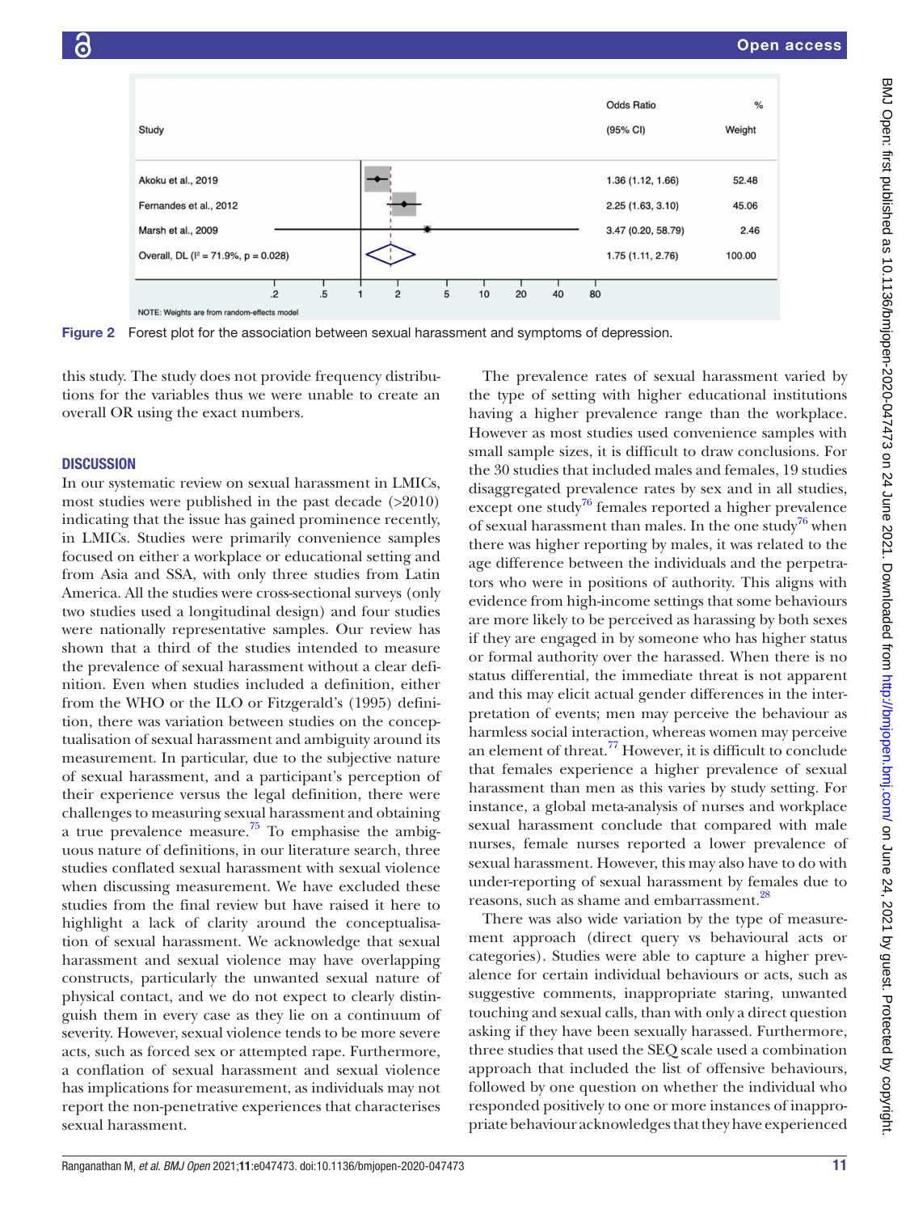| Study | Odds Ratio (95% CI) | % Weight |
|---|---|---|
| Akoku et al., 2019 | 1.36 (1.12, 1.66) | 52.48 |
| Fernandes et al., 2012 | 2.25 (1.63, 3.10) | 45.06 |
| Marsh et al., 2009 | 3.47 (0.20, 58.79) | 2.46 |
| Overall, DL ($I^2$ = 71.9%, p = 0.028) | 1.75 (1.11, 2.76) | 100.00 |

NOTE: Weights are from random-effects model

**Figure 2** Forest plot for the association between sexual harassment and symptoms of depression.

this study. The study does not provide frequency distributions for the variables thus we were unable to create an overall OR using the exact numbers.

## DISCUSSION

In our systematic review on sexual harassment in LMICs, most studies were published in the past decade (>2010) indicating that the issue has gained prominence recently, in LMICs. Studies were primarily convenience samples focused on either a workplace or educational setting and from Asia and SSA, with only three studies from Latin America. All the studies were cross-sectional surveys (only two studies used a longitudinal design) and four studies were nationally representative samples. Our review has shown that a third of the studies intended to measure the prevalence of sexual harassment without a clear definition. Even when studies included a definition, either from the WHO or the ILO or Fitzgerald's (1995) definition, there was variation between studies on the conceptualisation of sexual harassment and ambiguity around its measurement. In particular, due to the subjective nature of sexual harassment, and a participant's perception of their experience versus the legal definition, there were challenges to measuring sexual harassment and obtaining a true prevalence measure.[75] To emphasise the ambiguous nature of definitions, in our literature search, three studies conflated sexual harassment with sexual violence when discussing measurement. We have excluded these studies from the final review but have raised it here to highlight a lack of clarity around the conceptualisation of sexual harassment. We acknowledge that sexual harassment and sexual violence may have overlapping constructs, particularly the unwanted sexual nature of physical contact, and we do not expect to clearly distinguish them in every case as they lie on a continuum of severity. However, sexual violence tends to be more severe acts, such as forced sex or attempted rape. Furthermore, a conflation of sexual harassment and sexual violence has implications for measurement, as individuals may not report the non-penetrative experiences that characterises sexual harassment.

The prevalence rates of sexual harassment varied by the type of setting with higher educational institutions having a higher prevalence range than the workplace. However as most studies used convenience samples with small sample sizes, it is difficult to draw conclusions. For the 30 studies that included males and females, 19 studies disaggregated prevalence rates by sex and in all studies, except one study[76] females reported a higher prevalence of sexual harassment than males. In the one study[76] when there was higher reporting by males, it was related to the age difference between the individuals and the perpetrators who were in positions of authority. This aligns with evidence from high-income settings that some behaviours are more likely to be perceived as harassing by both sexes if they are engaged in by someone who has higher status or formal authority over the harassed. When there is no status differential, the immediate threat is not apparent and this may elicit actual gender differences in the interpretation of events; men may perceive the behaviour as harmless social interaction, whereas women may perceive an element of threat.[77] However, it is difficult to conclude that females experience a higher prevalence of sexual harassment than men as this varies by study setting. For instance, a global meta-analysis of nurses and workplace sexual harassment conclude that compared with male nurses, female nurses reported a lower prevalence of sexual harassment. However, this may also have to do with under-reporting of sexual harassment by females due to reasons, such as shame and embarrassment.[28]

There was also wide variation by the type of measurement approach (direct query vs behavioural acts or categories). Studies were able to capture a higher prevalence for certain individual behaviours or acts, such as suggestive comments, inappropriate staring, unwanted touching and sexual calls, than with only a direct question asking if they have been sexually harassed. Furthermore, three studies that used the SEQ scale used a combination approach that included the list of offensive behaviours, followed by one question on whether the individual who responded positively to one or more instances of inappropriate behaviour acknowledges that they have experienced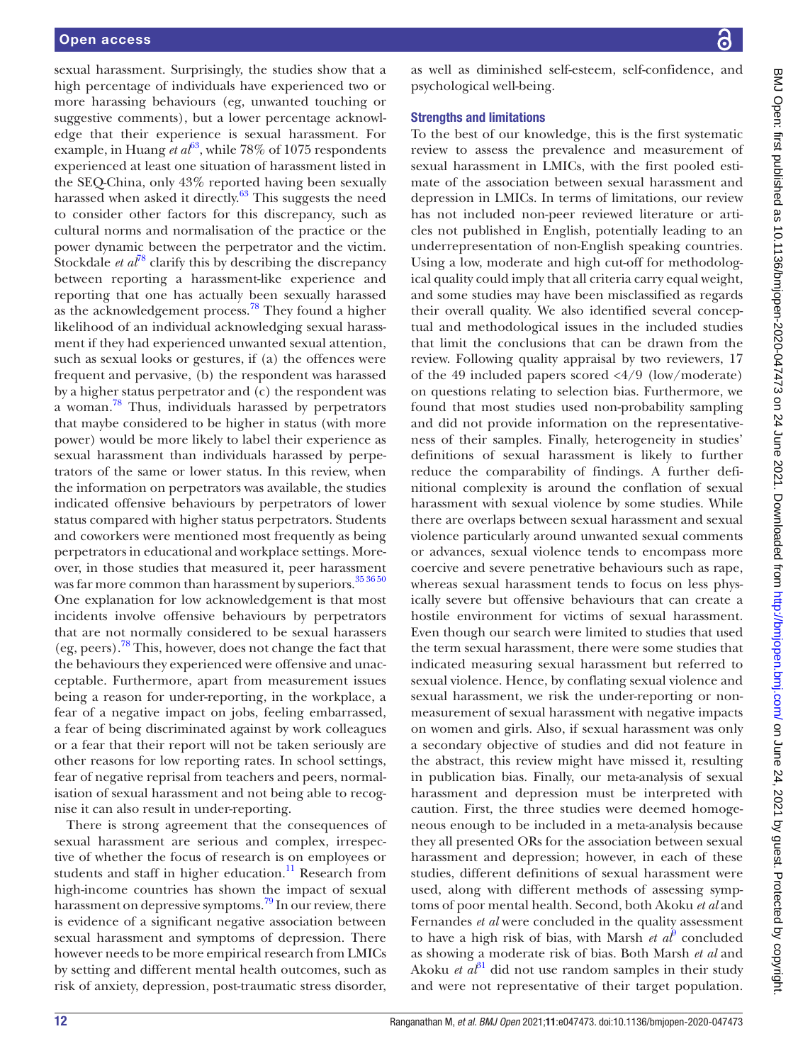sexual harassment. Surprisingly, the studies show that a high percentage of individuals have experienced two or more harassing behaviours (eg, unwanted touching or suggestive comments), but a lower percentage acknowledge that their experience is sexual harassment. For example, in Huang *et al*[63], while 78% of 1075 respondents experienced at least one situation of harassment listed in the SEQ-China, only 43% reported having been sexually harassed when asked it directly.[63] This suggests the need to consider other factors for this discrepancy, such as cultural norms and normalisation of the practice or the power dynamic between the perpetrator and the victim. Stockdale *et al*[78] clarify this by describing the discrepancy between reporting a harassment-like experience and reporting that one has actually been sexually harassed as the acknowledgement process.[78] They found a higher likelihood of an individual acknowledging sexual harassment if they had experienced unwanted sexual attention, such as sexual looks or gestures, if (a) the offences were frequent and pervasive, (b) the respondent was harassed by a higher status perpetrator and (c) the respondent was a woman.[78] Thus, individuals harassed by perpetrators that maybe considered to be higher in status (with more power) would be more likely to label their experience as sexual harassment than individuals harassed by perpetrators of the same or lower status. In this review, when the information on perpetrators was available, the studies indicated offensive behaviours by perpetrators of lower status compared with higher status perpetrators. Students and coworkers were mentioned most frequently as being perpetrators in educational and workplace settings. Moreover, in those studies that measured it, peer harassment was far more common than harassment by superiors.[35 36 50] One explanation for low acknowledgement is that most incidents involve offensive behaviours by perpetrators that are not normally considered to be sexual harassers (eg, peers).[78] This, however, does not change the fact that the behaviours they experienced were offensive and unacceptable. Furthermore, apart from measurement issues being a reason for under-reporting, in the workplace, a fear of a negative impact on jobs, feeling embarrassed, a fear of being discriminated against by work colleagues or a fear that their report will not be taken seriously are other reasons for low reporting rates. In school settings, fear of negative reprisal from teachers and peers, normalisation of sexual harassment and not being able to recognise it can also result in under-reporting.

There is strong agreement that the consequences of sexual harassment are serious and complex, irrespective of whether the focus of research is on employees or students and staff in higher education.[11] Research from high-income countries has shown the impact of sexual harassment on depressive symptoms.[79] In our review, there is evidence of a significant negative association between sexual harassment and symptoms of depression. There however needs to be more empirical research from LMICs by setting and different mental health outcomes, such as risk of anxiety, depression, post-traumatic stress disorder, as well as diminished self-esteem, self-confidence, and psychological well-being.

### Strengths and limitations

To the best of our knowledge, this is the first systematic review to assess the prevalence and measurement of sexual harassment in LMICs, with the first pooled estimate of the association between sexual harassment and depression in LMICs. In terms of limitations, our review has not included non-peer reviewed literature or articles not published in English, potentially leading to an underrepresentation of non-English speaking countries. Using a low, moderate and high cut-off for methodological quality could imply that all criteria carry equal weight, and some studies may have been misclassified as regards their overall quality. We also identified several conceptual and methodological issues in the included studies that limit the conclusions that can be drawn from the review. Following quality appraisal by two reviewers, 17 of the 49 included papers scored <4/9 (low/moderate) on questions relating to selection bias. Furthermore, we found that most studies used non-probability sampling and did not provide information on the representativeness of their samples. Finally, heterogeneity in studies' definitions of sexual harassment is likely to further reduce the comparability of findings. A further definitional complexity is around the conflation of sexual harassment with sexual violence by some studies. While there are overlaps between sexual harassment and sexual violence particularly around unwanted sexual comments or advances, sexual violence tends to encompass more coercive and severe penetrative behaviours such as rape, whereas sexual harassment tends to focus on less physically severe but offensive behaviours that can create a hostile environment for victims of sexual harassment. Even though our search were limited to studies that used the term sexual harassment, there were some studies that indicated measuring sexual harassment but referred to sexual violence. Hence, by conflating sexual violence and sexual harassment, we risk the under-reporting or non-measurement of sexual harassment with negative impacts on women and girls. Also, if sexual harassment was only a secondary objective of studies and did not feature in the abstract, this review might have missed it, resulting in publication bias. Finally, our meta-analysis of sexual harassment and depression must be interpreted with caution. First, the three studies were deemed homogeneous enough to be included in a meta-analysis because they all presented ORs for the association between sexual harassment and depression; however, in each of these studies, different definitions of sexual harassment were used, along with different methods of assessing symptoms of poor mental health. Second, both Akoku *et al* and Fernandes *et al* were concluded in the quality assessment to have a high risk of bias, with Marsh *et al*[9] concluded as showing a moderate risk of bias. Both Marsh *et al* and Akoku *et al*[31] did not use random samples in their study and were not representative of their target population.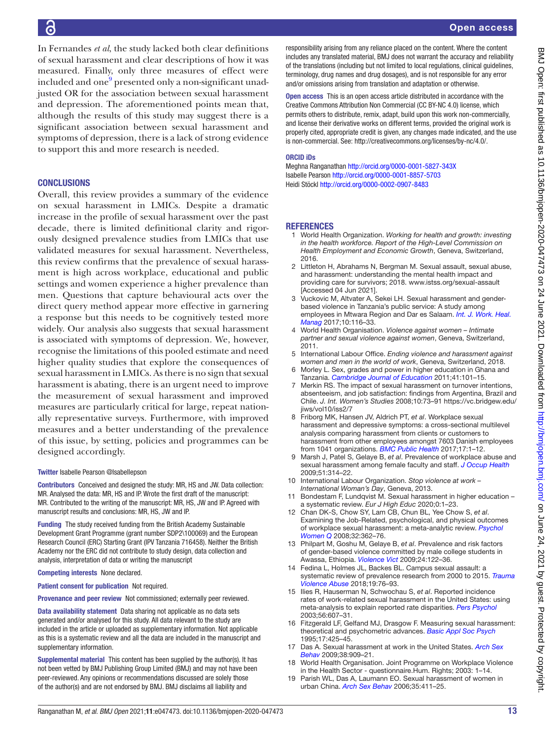In Fernandes *et al*, the study lacked both clear definitions of sexual harassment and clear descriptions of how it was measured. Finally, only three measures of effect were included and one[9] presented only a non-significant unadjusted OR for the association between sexual harassment and depression. The aforementioned points mean that, although the results of this study may suggest there is a significant association between sexual harassment and symptoms of depression, there is a lack of strong evidence to support this and more research is needed.

## CONCLUSIONS

Overall, this review provides a summary of the evidence on sexual harassment in LMICs. Despite a dramatic increase in the profile of sexual harassment over the past decade, there is limited definitional clarity and rigorously designed prevalence studies from LMICs that use validated measures for sexual harassment. Nevertheless, this review confirms that the prevalence of sexual harassment is high across workplace, educational and public settings and women experience a higher prevalence than men. Questions that capture behavioural acts over the direct query method appear more effective in garnering a response but this needs to be cognitively tested more widely. Our analysis also suggests that sexual harassment is associated with symptoms of depression. We, however, recognise the limitations of this pooled estimate and need higher quality studies that explore the consequences of sexual harassment in LMICs. As there is no sign that sexual harassment is abating, there is an urgent need to improve the measurement of sexual harassment and improved measures are particularly critical for large, repeat nationally representative surveys. Furthermore, with improved measures and a better understanding of the prevalence of this issue, by setting, policies and programmes can be designed accordingly.

**Twitter** Isabelle Pearson @Isabellepson

**Contributors** Conceived and designed the study: MR, HS and JW. Data collection: MR. Analysed the data: MR, HS and IP. Wrote the first draft of the manuscript: MR. Contributed to the writing of the manuscript: MR, HS, JW and IP. Agreed with manuscript results and conclusions: MR, HS, JW and IP.

**Funding** The study received funding from the British Academy Sustainable Development Grant Programme (grant number SDP2\100069) and the European Research Council (ERC) Starting Grant (IPV Tanzania 716458). Neither the British Academy nor the ERC did not contribute to study design, data collection and analysis, interpretation of data or writing the manuscript

**Competing interests** None declared.

**Patient consent for publication** Not required.

**Provenance and peer review** Not commissioned; externally peer reviewed.

**Data availability statement** Data sharing not applicable as no data sets generated and/or analysed for this study. All data relevant to the study are included in the article or uploaded as supplementary information. Not applicable as this is a systematic review and all the data are included in the manuscript and supplementary information.

**Supplemental material** This content has been supplied by the author(s). It has not been vetted by BMJ Publishing Group Limited (BMJ) and may not have been peer-reviewed. Any opinions or recommendations discussed are solely those of the author(s) and are not endorsed by BMJ. BMJ disclaims all liability and responsibility arising from any reliance placed on the content. Where the content includes any translated material, BMJ does not warrant the accuracy and reliability of the translations (including but not limited to local regulations, clinical guidelines, terminology, drug names and drug dosages), and is not responsible for any error and/or omissions arising from translation and adaptation or otherwise.

**Open access** This is an open access article distributed in accordance with the Creative Commons Attribution Non Commercial (CC BY-NC 4.0) license, which permits others to distribute, remix, adapt, build upon this work non-commercially, and license their derivative works on different terms, provided the original work is properly cited, appropriate credit is given, any changes made indicated, and the use is non-commercial. See: http://creativecommons.org/licenses/by-nc/4.0/.

**ORCID iDs**

Meghna Ranganathan http://orcid.org/0000-0001-5827-343X
Isabelle Pearson http://orcid.org/0000-0001-8857-5703
Heidi Stöckl http://orcid.org/0000-0002-0907-8483

## REFERENCES

1. World Health Organization. *Working for health and growth: investing in the health workforce. Report of the High-Level Commission on Health Employment and Economic Growth*, Geneva, Switzerland, 2016.
2. Littleton H, Abrahams N, Bergman M. Sexual assault, sexual abuse, and harassment: understanding the mental health impact and providing care for survivors; 2018. www.istss.org/sexual-assault [Accessed 04 Jun 2021].
3. Vuckovic M, Altvater A, Sekei LH. Sexual harassment and gender-based violence in Tanzania's public service: A study among employees in Mtwara Region and Dar es Salaam. *Int. J. Work. Heal. Manag* 2017;10:116–33.
4. World Health Organisation. *Violence against women – Intimate partner and sexual violence against women*, Geneva, Switzerland, 2011.
5. International Labour Office. *Ending violence and harassment against women and men in the world of work*, Geneva, Switzerland, 2018.
6. Morley L. Sex, grades and power in higher education in Ghana and Tanzania. *Cambridge Journal of Education* 2011;41:101–15.
7. Merkin RS. The impact of sexual harassment on turnover intentions, absenteeism, and job satisfaction: findings from Argentina, Brazil and Chile. *J. Int. Women's Studies* 2008;10:73–91 https://vc.bridgew.edu/jiws/vol10/iss2/7
8. Friborg MK, Hansen JV, Aldrich PT, *et al*. Workplace sexual harassment and depressive symptoms: a cross-sectional multilevel analysis comparing harassment from clients or customers to harassment from other employees amongst 7603 Danish employees from 1041 organizations. *BMC Public Health* 2017;17:1–12.
9. Marsh J, Patel S, Gelaye B, *et al*. Prevalence of workplace abuse and sexual harassment among female faculty and staff. *J Occup Health* 2009;51:314–22.
10. International Labour Organization. *Stop violence at work – International Woman's Day*, Geneva, 2013.
11. Bondestam F, Lundqvist M. Sexual harassment in higher education – a systematic review. *Eur J High Educ* 2020;0:1–23.
12. Chan DK-S, Chow SY, Lam CB, Chun BL, Yee Chow S, *et al*. Examining the Job-Related, psychological, and physical outcomes of workplace sexual harassment: a meta-analytic review. *Psychol Women Q* 2008;32:362–76.
13. Philpart M, Goshu M, Gelaye B, *et al*. Prevalence and risk factors of gender-based violence committed by male college students in Awassa, Ethiopia. *Violence Vict* 2009;24:122–36.
14. Fedina L, Holmes JL, Backes BL. Campus sexual assault: a systematic review of prevalence research from 2000 to 2015. *Trauma Violence Abuse* 2018;19:76–93.
15. Ilies R, Hauserman N, Schwochau S, *et al*. Reported incidence rates of work-related sexual harassment in the United States: using meta-analysis to explain reported rate disparities. *Pers Psychol* 2003;56:607–31.
16. Fitzgerald LF, Gelfand MJ, Drasgow F. Measuring sexual harassment: theoretical and psychometric advances. *Basic Appl Soc Psych* 1995;17:425–45.
17. Das A. Sexual harassment at work in the United States. *Arch Sex Behav* 2009;38:909–21.
18. World Health Organisation. Joint Programme on Workplace Violence in the Health Sector - questionnaire.Hum. Rights; 2003: 1–14.
19. Parish WL, Das A, Laumann EO. Sexual harassment of women in urban China. *Arch Sex Behav* 2006;35:411–25.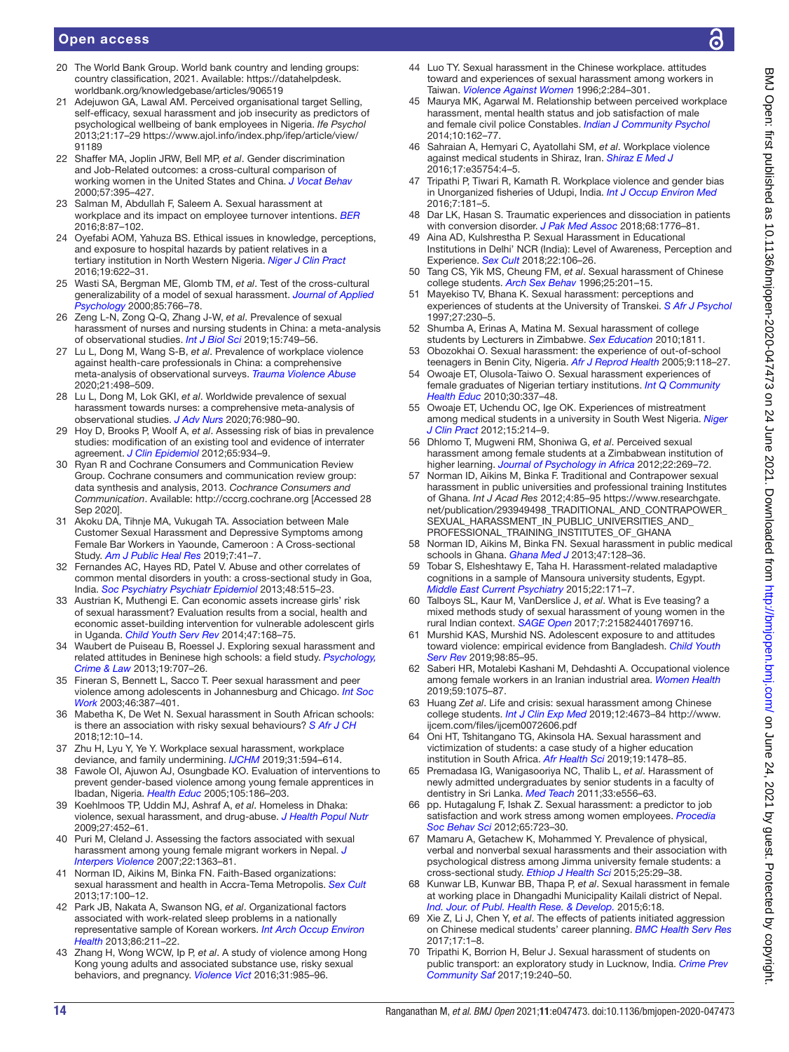20 The World Bank Group. World bank country and lending groups: country classification, 2021. Available: https://datahelpdesk.worldbank.org/knowledgebase/articles/906519
21 Adejuwon GA, Lawal AM. Perceived organisational target Selling, self-efficacy, sexual harassment and job insecurity as predictors of psychological wellbeing of bank employees in Nigeria. *Ife Psychol* 2013;21:17–29 https://www.ajol.info/index.php/ifep/article/view/91189
22 Shaffer MA, Joplin JRW, Bell MP, *et al*. Gender discrimination and Job-Related outcomes: a cross-cultural comparison of working women in the United States and China. *J Vocat Behav* 2000;57:395–427.
23 Salman M, Abdullah F, Saleem A. Sexual harassment at workplace and its impact on employee turnover intentions. *BER* 2016;8:87–102.
24 Oyefabi AOM, Yahuza BS. Ethical issues in knowledge, perceptions, and exposure to hospital hazards by patient relatives in a tertiary institution in North Western Nigeria. *Niger J Clin Pract* 2016;19:622–31.
25 Wasti SA, Bergman ME, Glomb TM, *et al*. Test of the cross-cultural generalizability of a model of sexual harassment. *Journal of Applied Psychology* 2000;85:766–78.
26 Zeng L-N, Zong Q-Q, Zhang J-W, *et al*. Prevalence of sexual harassment of nurses and nursing students in China: a meta-analysis of observational studies. *Int J Biol Sci* 2019;15:749–56.
27 Lu L, Dong M, Wang S-B, *et al*. Prevalence of workplace violence against health-care professionals in China: a comprehensive meta-analysis of observational surveys. *Trauma Violence Abuse* 2020;21:498–509.
28 Lu L, Dong M, Lok GKI, *et al*. Worldwide prevalence of sexual harassment towards nurses: a comprehensive meta-analysis of observational studies. *J Adv Nurs* 2020;76:980–90.
29 Hoy D, Brooks P, Woolf A, *et al*. Assessing risk of bias in prevalence studies: modification of an existing tool and evidence of interrater agreement. *J Clin Epidemiol* 2012;65:934–9.
30 Ryan R and Cochrane Consumers and Communication Review Group. Cochrane consumers and communication review group: data synthesis and analysis, 2013. *Cochrance Consumers and Communication*. Available: http://cccrg.cochrane.org [Accessed 28 Sep 2020].
31 Akoku DA, Tihnje MA, Vukugah TA. Association between Male Customer Sexual Harassment and Depressive Symptoms among Female Bar Workers in Yaounde, Cameroon : A Cross-sectional Study. *Am J Public Heal Res* 2019;7:41–7.
32 Fernandes AC, Hayes RD, Patel V. Abuse and other correlates of common mental disorders in youth: a cross-sectional study in Goa, India. *Soc Psychiatry Psychiatr Epidemiol* 2013;48:515–23.
33 Austrian K, Muthengi E. Can economic assets increase girls' risk of sexual harassment? Evaluation results from a social, health and economic asset-building intervention for vulnerable adolescent girls in Uganda. *Child Youth Serv Rev* 2014;47:168–75.
34 Waubert de Puiseau B, Roessel J. Exploring sexual harassment and related attitudes in Beninese high schools: a field study. *Psychology, Crime & Law* 2013;19:707–26.
35 Fineran S, Bennett L, Sacco T. Peer sexual harassment and peer violence among adolescents in Johannesburg and Chicago. *Int Soc Work* 2003;46:387–401.
36 Mabetha K, De Wet N. Sexual harassment in South African schools: is there an association with risky sexual behaviours? *S Afr J CH* 2018;12:10–14.
37 Zhu H, Lyu Y, Ye Y. Workplace sexual harassment, workplace deviance, and family undermining. *IJCHM* 2019;31:594–614.
38 Fawole OI, Ajuwon AJ, Osungbade KO. Evaluation of interventions to prevent gender-based violence among young female apprentices in Ibadan, Nigeria. *Health Educ* 2005;105:186–203.
39 Koehlmoos TP, Uddin MJ, Ashraf A, *et al*. Homeless in Dhaka: violence, sexual harassment, and drug-abuse. *J Health Popul Nutr* 2009;27:452–61.
40 Puri M, Cleland J. Assessing the factors associated with sexual harassment among young female migrant workers in Nepal. *J Interpers Violence* 2007;22:1363–81.
41 Norman ID, Aikins M, Binka FN. Faith-Based organizations: sexual harassment and health in Accra-Tema Metropolis. *Sex Cult* 2013;17:100–12.
42 Park JB, Nakata A, Swanson NG, *et al*. Organizational factors associated with work-related sleep problems in a nationally representative sample of Korean workers. *Int Arch Occup Environ Health* 2013;86:211–22.
43 Zhang H, Wong WCW, Ip P, *et al*. A study of violence among Hong Kong young adults and associated substance use, risky sexual behaviors, and pregnancy. *Violence Vict* 2016;31:985–96.
44 Luo TY. Sexual harassment in the Chinese workplace. attitudes toward and experiences of sexual harassment among workers in Taiwan. *Violence Against Women* 1996;2:284–301.
45 Maurya MK, Agarwal M. Relationship between perceived workplace harassment, mental health status and job satisfaction of male and female civil police Constables. *Indian J Community Psychol* 2014;10:162–77.
46 Sahraian A, Hemyari C, Ayatollahi SM, *et al*. Workplace violence against medical students in Shiraz, Iran. *Shiraz E Med J* 2016;17:e35754:4–5.
47 Tripathi P, Tiwari R, Kamath R. Workplace violence and gender bias in Unorganized fisheries of Udupi, India. *Int J Occup Environ Med* 2016;7:181–5.
48 Dar LK, Hasan S. Traumatic experiences and dissociation in patients with conversion disorder. *J Pak Med Assoc* 2018;68:1776–81.
49 Aina AD, Kulshrestha P. Sexual Harassment in Educational Institutions in Delhi' NCR (India): Level of Awareness, Perception and Experience. *Sex Cult* 2018;22:106–26.
50 Tang CS, Yik MS, Cheung FM, *et al*. Sexual harassment of Chinese college students. *Arch Sex Behav* 1996;25:201–15.
51 Mayekiso TV, Bhana K. Sexual harassment: perceptions and experiences of students at the University of Transkei. *S Afr J Psychol* 1997;27:230–5.
52 Shumba A, Erinas A, Matina M. Sexual harassment of college students by Lecturers in Zimbabwe. *Sex Education* 2010;1811.
53 Obozokhai O. Sexual harassment: the experience of out-of-school teenagers in Benin City, Nigeria. *Afr J Reprod Health* 2005;9:118–27.
54 Owoaje ET, Olusola-Taiwo O. Sexual harassment experiences of female graduates of Nigerian tertiary institutions. *Int Q Community Health Educ* 2010;30:337–48.
55 Owoaje ET, Uchendu OC, Ige OK. Experiences of mistreatment among medical students in a university in South West Nigeria. *Niger J Clin Pract* 2012;15:214–9.
56 Dhlomo T, Mugweni RM, Shoniwa G, *et al*. Perceived sexual harassment among female students at a Zimbabwean institution of higher learning. *Journal of Psychology in Africa* 2012;22:269–72.
57 Norman ID, Aikins M, Binka F. Traditional and Contrapower sexual harassment in public universities and professional training Institutes of Ghana. *Int J Acad Res* 2012;4:85–95 https://www.researchgate.net/publication/293949498_TRADITIONAL_AND_CONTRAPOWER_SEXUAL_HARASSMENT_IN_PUBLIC_UNIVERSITIES_AND_PROFESSIONAL_TRAINING_INSTITUTES_OF_GHANA
58 Norman ID, Aikins M, Binka FN. Sexual harassment in public medical schools in Ghana. *Ghana Med J* 2013;47:128–36.
59 Tobar S, Elsheshtawy E, Taha H. Harassment-related maladaptive cognitions in a sample of Mansoura university students, Egypt. *Middle East Current Psychiatry* 2015;22:171–7.
60 Talboys SL, Kaur M, VanDerslice J, *et al*. What is Eve teasing? a mixed methods study of sexual harassment of young women in the rural Indian context. *SAGE Open* 2017;7:215824401769716.
61 Murshid KAS, Murshid NS. Adolescent exposure to and attitudes toward violence: empirical evidence from Bangladesh. *Child Youth Serv Rev* 2019;98:85–95.
62 Saberi HR, Motalebi Kashani M, Dehdashti A. Occupational violence among female workers in an Iranian industrial area. *Women Health* 2019;59:1075–87.
63 Huang Z*et al*. Life and crisis: sexual harassment among Chinese college students. *Int J Clin Exp Med* 2019;12:4673–84 http://www.ijcem.com/files/ijcem0072606.pdf
64 Oni HT, Tshitangano TG, Akinsola HA. Sexual harassment and victimization of students: a case study of a higher education institution in South Africa. *Afr Health Sci* 2019;19:1478–85.
65 Premadasa IG, Wanigasooriya NC, Thalib L, *et al*. Harassment of newly admitted undergraduates by senior students in a faculty of dentistry in Sri Lanka. *Med Teach* 2011;33:e556–63.
66 pp. Hutagalung F, Ishak Z. Sexual harassment: a predictor to job satisfaction and work stress among women employees. *Procedia Soc Behav Sci* 2012;65:723–30.
67 Mamaru A, Getachew K, Mohammed Y. Prevalence of physical, verbal and nonverbal sexual harassments and their association with psychological distress among Jimma university female students: a cross-sectional study. *Ethiop J Health Sci* 2015;25:29–38.
68 Kunwar LB, Kunwar BB, Thapa P, *et al*. Sexual harassment in female at working place in Dhangadhi Municipality Kailali district of Nepal. *Ind. Jour. of Publ. Health Rese. & Develop.* 2015;6:18.
69 Xie Z, Li J, Chen Y, *et al*. The effects of patients initiated aggression on Chinese medical students' career planning. *BMC Health Serv Res* 2017;17:1–8.
70 Tripathi K, Borrion H, Belur J. Sexual harassment of students on public transport: an exploratory study in Lucknow, India. *Crime Prev Community Saf* 2017;19:240–50.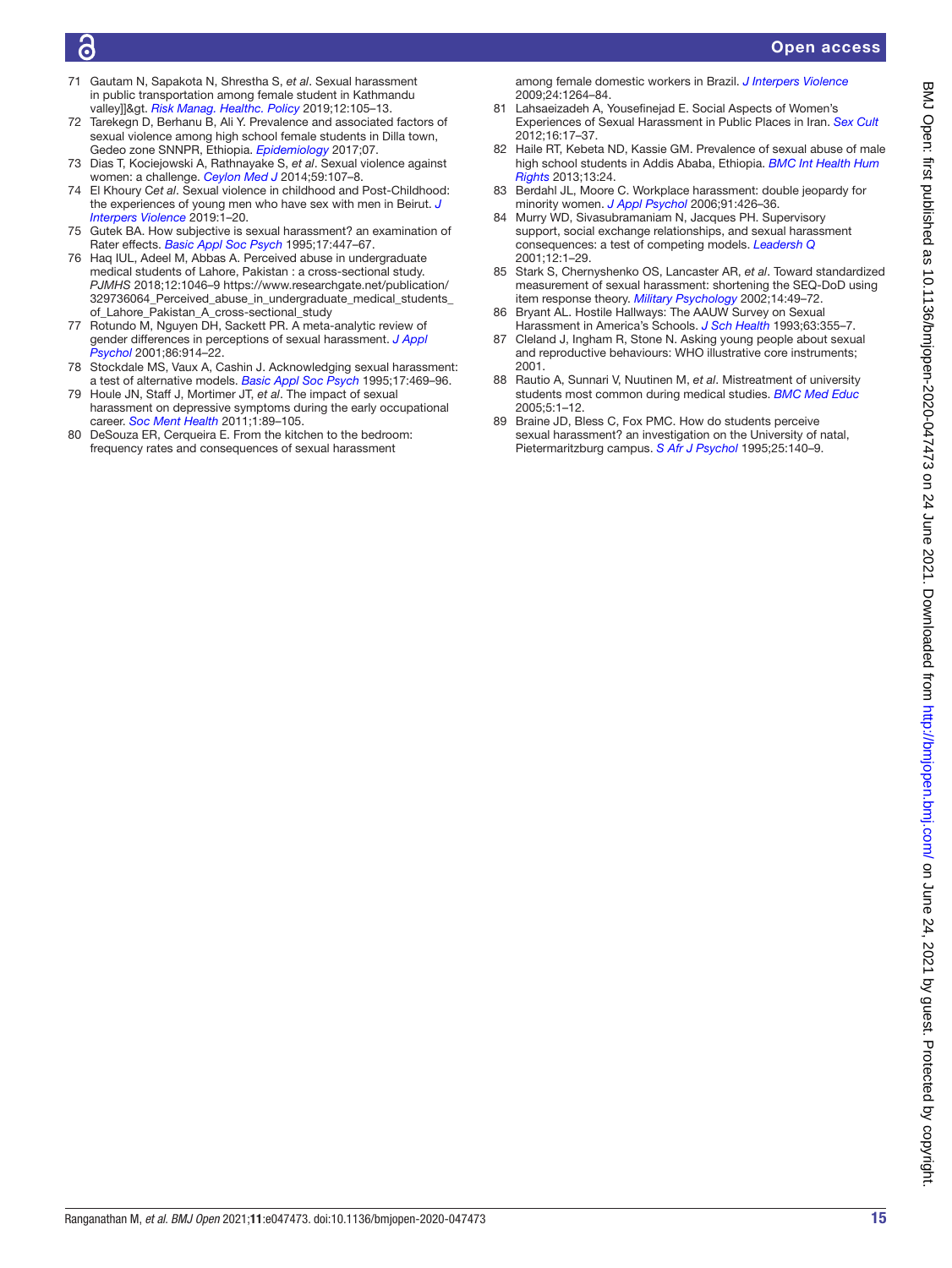71 Gautam N, Sapakota N, Shrestha S, *et al*. Sexual harassment in public transportation among female student in Kathmandu valley]]&gt. *Risk Manag. Healthc. Policy* 2019;12:105–13.

72 Tarekegn D, Berhanu B, Ali Y. Prevalence and associated factors of sexual violence among high school female students in Dilla town, Gedeo zone SNNPR, Ethiopia. *Epidemiology* 2017;07.

73 Dias T, Kociejowski A, Rathnayake S, *et al*. Sexual violence against women: a challenge. *Ceylon Med J* 2014;59:107–8.

74 El Khoury C*et al*. Sexual violence in childhood and Post-Childhood: the experiences of young men who have sex with men in Beirut. *J Interpers Violence* 2019:1–20.

75 Gutek BA. How subjective is sexual harassment? an examination of Rater effects. *Basic Appl Soc Psych* 1995;17:447–67.

76 Haq IUL, Adeel M, Abbas A. Perceived abuse in undergraduate medical students of Lahore, Pakistan : a cross-sectional study. *PJMHS* 2018;12:1046–9 https://www.researchgate.net/publication/329736064_Perceived_abuse_in_undergraduate_medical_students_of_Lahore_Pakistan_A_cross-sectional_study

77 Rotundo M, Nguyen DH, Sackett PR. A meta-analytic review of gender differences in perceptions of sexual harassment. *J Appl Psychol* 2001;86:914–22.

78 Stockdale MS, Vaux A, Cashin J. Acknowledging sexual harassment: a test of alternative models. *Basic Appl Soc Psych* 1995;17:469–96.

79 Houle JN, Staff J, Mortimer JT, *et al*. The impact of sexual harassment on depressive symptoms during the early occupational career. *Soc Ment Health* 2011;1:89–105.

80 DeSouza ER, Cerqueira E. From the kitchen to the bedroom: frequency rates and consequences of sexual harassment among female domestic workers in Brazil. *J Interpers Violence* 2009;24:1264–84.

81 Lahsaeizadeh A, Yousefinejad E. Social Aspects of Women's Experiences of Sexual Harassment in Public Places in Iran. *Sex Cult* 2012;16:17–37.

82 Haile RT, Kebeta ND, Kassie GM. Prevalence of sexual abuse of male high school students in Addis Ababa, Ethiopia. *BMC Int Health Hum Rights* 2013;13:24.

83 Berdahl JL, Moore C. Workplace harassment: double jeopardy for minority women. *J Appl Psychol* 2006;91:426–36.

84 Murry WD, Sivasubramaniam N, Jacques PH. Supervisory support, social exchange relationships, and sexual harassment consequences: a test of competing models. *Leadersh Q* 2001;12:1–29.

85 Stark S, Chernyshenko OS, Lancaster AR, *et al*. Toward standardized measurement of sexual harassment: shortening the SEQ-DoD using item response theory. *Military Psychology* 2002;14:49–72.

86 Bryant AL. Hostile Hallways: The AAUW Survey on Sexual Harassment in America's Schools. *J Sch Health* 1993;63:355–7.

87 Cleland J, Ingham R, Stone N. Asking young people about sexual and reproductive behaviours: WHO illustrative core instruments; 2001.

88 Rautio A, Sunnari V, Nuutinen M, *et al*. Mistreatment of university students most common during medical studies. *BMC Med Educ* 2005;5:1–12.

89 Braine JD, Bless C, Fox PMC. How do students perceive sexual harassment? an investigation on the University of natal, Pietermaritzburg campus. *S Afr J Psychol* 1995;25:140–9.